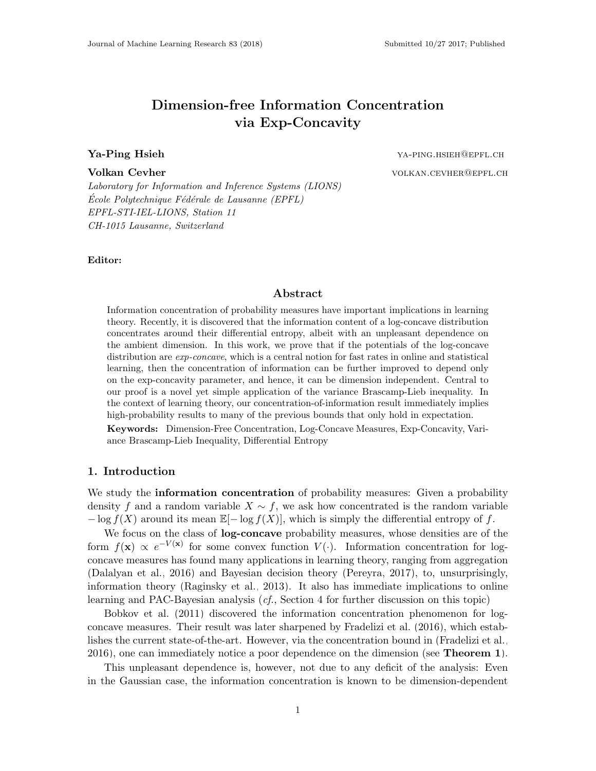# Dimension-free Information Concentration via Exp-Concavity

**Ya-Ping Hsieh** ya-ping.hsieh@epfl.ch

**Volkan Cevher** volkan.cevher@epfl.ch

*Laboratory for Information and Inference Systems (LIONS)*
*École Polytechnique Fédérale de Lausanne (EPFL)*
*EPFL-STI-IEL-LIONS, Station 11*
*CH-1015 Lausanne, Switzerland*

**Editor:**

## Abstract

Information concentration of probability measures have important implications in learning theory. Recently, it is discovered that the information content of a log-concave distribution concentrates around their differential entropy, albeit with an unpleasant dependence on the ambient dimension. In this work, we prove that if the potentials of the log-concave distribution are *exp-concave*, which is a central notion for fast rates in online and statistical learning, then the concentration of information can be further improved to depend only on the exp-concavity parameter, and hence, it can be dimension independent. Central to our proof is a novel yet simple application of the variance Brascamp-Lieb inequality. In the context of learning theory, our concentration-of-information result immediately implies high-probability results to many of the previous bounds that only hold in expectation.

**Keywords:** Dimension-Free Concentration, Log-Concave Measures, Exp-Concavity, Variance Brascamp-Lieb Inequality, Differential Entropy

## 1. Introduction

We study the **information concentration** of probability measures: Given a probability density $f$ and a random variable $X \sim f$, we ask how concentrated is the random variable $-\log f(X)$ around its mean $\mathbb{E}[-\log f(X)]$, which is simply the differential entropy of $f$.

We focus on the class of **log-concave** probability measures, whose densities are of the form $f(\mathbf{x}) \propto e^{-V(\mathbf{x})}$ for some convex function $V(\cdot)$. Information concentration for log-concave measures has found many applications in learning theory, ranging from aggregation (Dalalyan et al., 2016) and Bayesian decision theory (Pereyra, 2017), to, unsurprisingly, information theory (Raginsky et al., 2013). It also has immediate implications to online learning and PAC-Bayesian analysis (*cf.*, Section 4 for further discussion on this topic)

Bobkov et al. (2011) discovered the information concentration phenomenon for log-concave measures. Their result was later sharpened by Fradelizi et al. (2016), which establishes the current state-of-the-art. However, via the concentration bound in (Fradelizi et al., 2016), one can immediately notice a poor dependence on the dimension (see **Theorem 1**).

This unpleasant dependence is, however, not due to any deficit of the analysis: Even in the Gaussian case, the information concentration is known to be dimension-dependent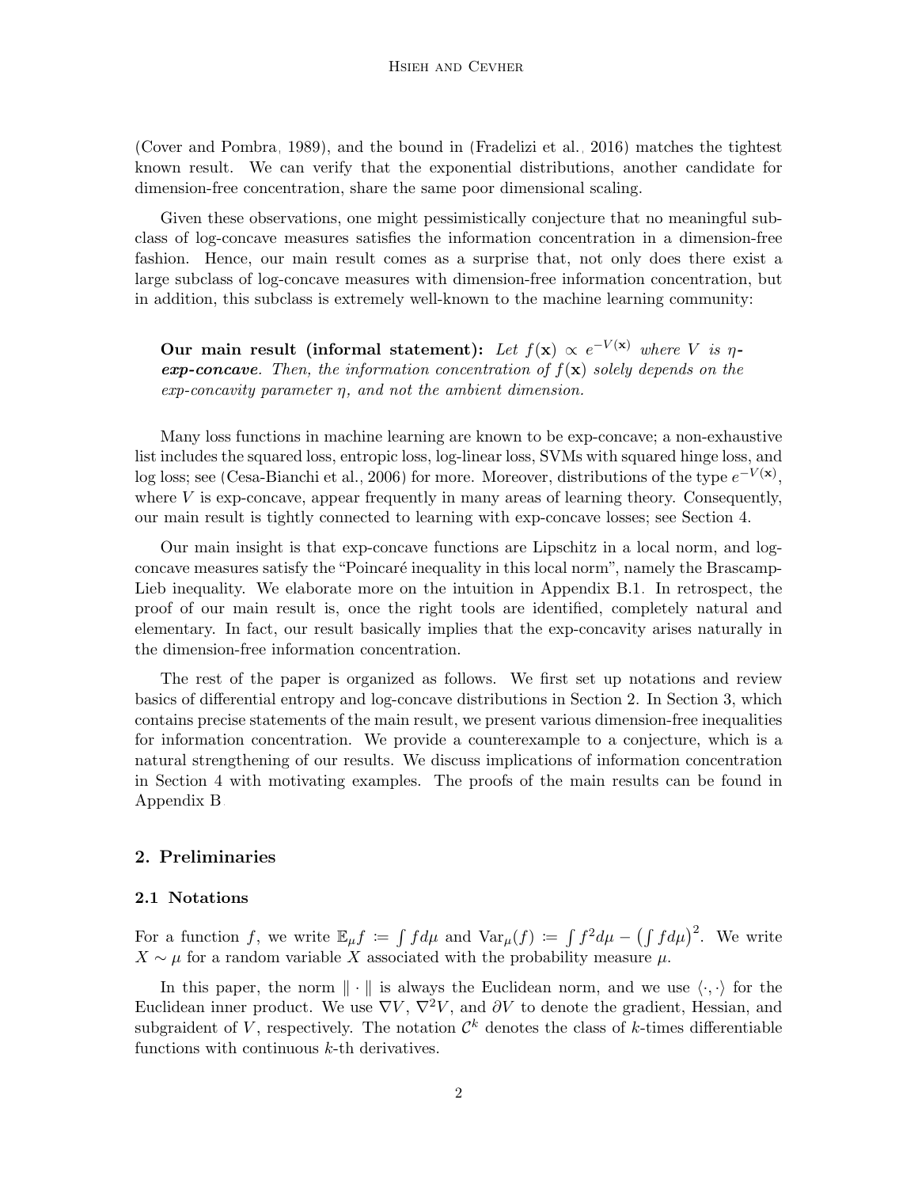(Cover and Pombra, 1989), and the bound in (Fradelizi et al., 2016) matches the tightest known result. We can verify that the exponential distributions, another candidate for dimension-free concentration, share the same poor dimensional scaling.

Given these observations, one might pessimistically conjecture that no meaningful subclass of log-concave measures satisfies the information concentration in a dimension-free fashion. Hence, our main result comes as a surprise that, not only does there exist a large subclass of log-concave measures with dimension-free information concentration, but in addition, this subclass is extremely well-known to the machine learning community:

> **Our main result (informal statement):** *Let $f(\mathbf{x}) \propto e^{-V(\mathbf{x})}$ where $V$ is $\eta$-**exp-concave**. Then, the information concentration of $f(\mathbf{x})$ solely depends on the exp-concavity parameter $\eta$, and not the ambient dimension.*

Many loss functions in machine learning are known to be exp-concave; a non-exhaustive list includes the squared loss, entropic loss, log-linear loss, SVMs with squared hinge loss, and log loss; see (Cesa-Bianchi et al., 2006) for more. Moreover, distributions of the type $e^{-V(\mathbf{x})}$, where $V$ is exp-concave, appear frequently in many areas of learning theory. Consequently, our main result is tightly connected to learning with exp-concave losses; see Section 4.

Our main insight is that exp-concave functions are Lipschitz in a local norm, and log-concave measures satisfy the "Poincaré inequality in this local norm", namely the Brascamp-Lieb inequality. We elaborate more on the intuition in Appendix B.1. In retrospect, the proof of our main result is, once the right tools are identified, completely natural and elementary. In fact, our result basically implies that the exp-concavity arises naturally in the dimension-free information concentration.

The rest of the paper is organized as follows. We first set up notations and review basics of differential entropy and log-concave distributions in Section 2. In Section 3, which contains precise statements of the main result, we present various dimension-free inequalities for information concentration. We provide a counterexample to a conjecture, which is a natural strengthening of our results. We discuss implications of information concentration in Section 4 with motivating examples. The proofs of the main results can be found in Appendix B.

## 2. Preliminaries

### 2.1 Notations

For a function $f$, we write $\mathbb{E}_\mu f \coloneqq \int f d\mu$ and $\mathrm{Var}_\mu(f) \coloneqq \int f^2 d\mu - \left(\int f d\mu\right)^2$. We write $X \sim \mu$ for a random variable $X$ associated with the probability measure $\mu$.

In this paper, the norm $\|\cdot\|$ is always the Euclidean norm, and we use $\langle \cdot, \cdot \rangle$ for the Euclidean inner product. We use $\nabla V$, $\nabla^2 V$, and $\partial V$ to denote the gradient, Hessian, and subgraident of $V$, respectively. The notation $\mathcal{C}^k$ denotes the class of $k$-times differentiable functions with continuous $k$-th derivatives.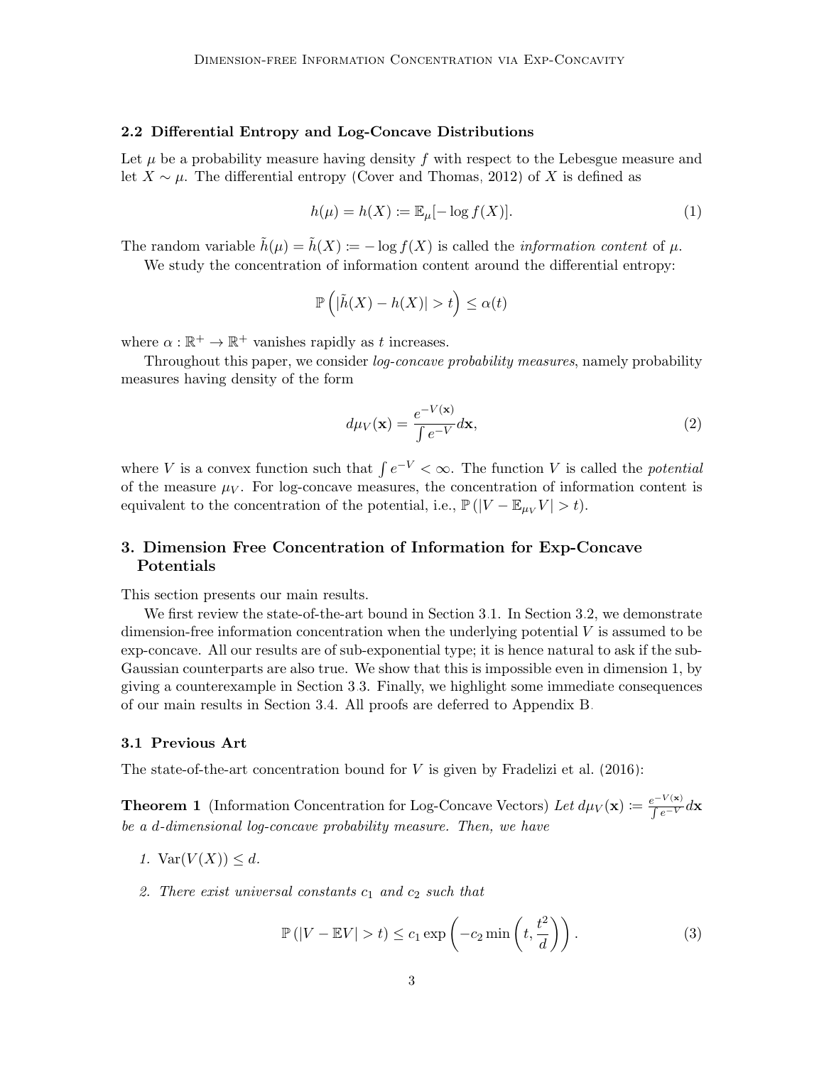### 2.2 Differential Entropy and Log-Concave Distributions

Let $\mu$ be a probability measure having density $f$ with respect to the Lebesgue measure and let $X \sim \mu$. The differential entropy (Cover and Thomas, 2012) of $X$ is defined as

$$h(\mu) = h(X) \coloneqq \mathbb{E}_{\mu}[-\log f(X)]. \tag{1}$$

The random variable $\tilde{h}(\mu) = \tilde{h}(X) \coloneqq -\log f(X)$ is called the *information content* of $\mu$.

We study the concentration of information content around the differential entropy:

$$\mathbb{P}\left(|\tilde{h}(X) - h(X)| > t\right) \leq \alpha(t)$$

where $\alpha : \mathbb{R}^+ \to \mathbb{R}^+$ vanishes rapidly as $t$ increases.

Throughout this paper, we consider *log-concave probability measures*, namely probability measures having density of the form

$$d\mu_V(\mathbf{x}) = \frac{e^{-V(\mathbf{x})}}{\int e^{-V}} d\mathbf{x}, \tag{2}$$

where $V$ is a convex function such that $\int e^{-V} < \infty$. The function $V$ is called the *potential* of the measure $\mu_V$. For log-concave measures, the concentration of information content is equivalent to the concentration of the potential, i.e., $\mathbb{P}\left(|V - \mathbb{E}_{\mu_V} V| > t\right)$.

## 3. Dimension Free Concentration of Information for Exp-Concave Potentials

This section presents our main results.

We first review the state-of-the-art bound in Section 3.1. In Section 3.2, we demonstrate dimension-free information concentration when the underlying potential $V$ is assumed to be exp-concave. All our results are of sub-exponential type; it is hence natural to ask if the sub-Gaussian counterparts are also true. We show that this is impossible even in dimension 1, by giving a counterexample in Section 3.3. Finally, we highlight some immediate consequences of our main results in Section 3.4. All proofs are deferred to Appendix B.

### 3.1 Previous Art

The state-of-the-art concentration bound for $V$ is given by Fradelizi et al. (2016):

**Theorem 1** (Information Concentration for Log-Concave Vectors) *Let $d\mu_V(\mathbf{x}) \coloneqq \frac{e^{-V(\mathbf{x})}}{\int e^{-V}} d\mathbf{x}$ be a $d$-dimensional log-concave probability measure. Then, we have*

1. $\mathrm{Var}(V(X)) \leq d$.

2. *There exist universal constants $c_1$ and $c_2$ such that*

$$\mathbb{P}\left(|V - \mathbb{E}V| > t\right) \leq c_1 \exp\left(-c_2 \min\left(t, \frac{t^2}{d}\right)\right). \tag{3}$$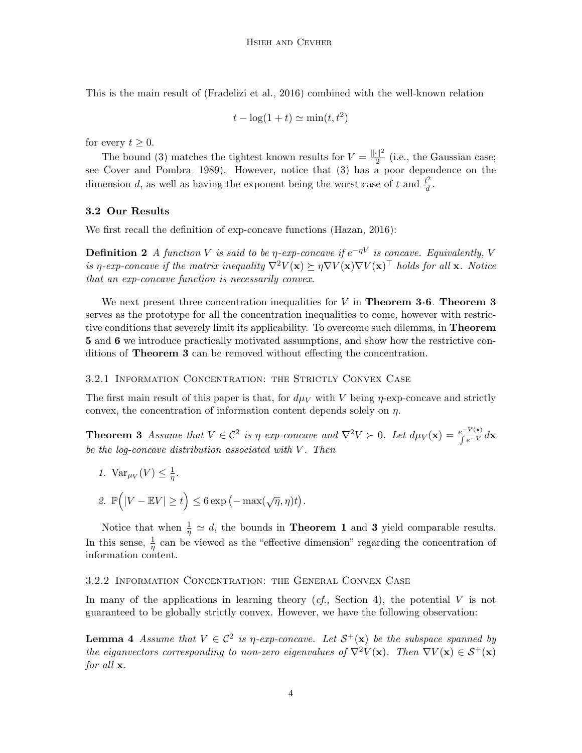This is the main result of (Fradelizi et al., 2016) combined with the well-known relation

$$t - \log(1+t) \simeq \min(t, t^2)$$

for every $t \geq 0$.

The bound (3) matches the tightest known results for $V = \frac{\|\cdot\|^2}{2}$ (i.e., the Gaussian case; see Cover and Pombra, 1989). However, notice that (3) has a poor dependence on the dimension $d$, as well as having the exponent being the worst case of $t$ and $\frac{t^2}{d}$.

### 3.2 Our Results

We first recall the definition of exp-concave functions (Hazan, 2016):

**Definition 2** *A function $V$ is said to be $\eta$-exp-concave if $e^{-\eta V}$ is concave. Equivalently, $V$ is $\eta$-exp-concave if the matrix inequality $\nabla^2 V(\mathbf{x}) \succeq \eta \nabla V(\mathbf{x}) \nabla V(\mathbf{x})^\top$ holds for all $\mathbf{x}$. Notice that an exp-concave function is necessarily convex.*

We next present three concentration inequalities for $V$ in **Theorem 3-6**. **Theorem 3** serves as the prototype for all the concentration inequalities to come, however with restrictive conditions that severely limit its applicability. To overcome such dilemma, in **Theorem 5** and **6** we introduce practically motivated assumptions, and show how the restrictive conditions of **Theorem 3** can be removed without effecting the concentration.

#### 3.2.1 Information Concentration: the Strictly Convex Case

The first main result of this paper is that, for $d\mu_V$ with $V$ being $\eta$-exp-concave and strictly convex, the concentration of information content depends solely on $\eta$.

**Theorem 3** *Assume that $V \in \mathcal{C}^2$ is $\eta$-exp-concave and $\nabla^2 V \succ 0$. Let $d\mu_V(\mathbf{x}) = \frac{e^{-V(\mathbf{x})}}{\int e^{-V}} d\mathbf{x}$ be the log-concave distribution associated with $V$. Then*

1. $\operatorname{Var}_{\mu_V}(V) \leq \frac{1}{\eta}$.
2. $\mathbb{P}\Big(|V - \mathbb{E}V| \geq t\Big) \leq 6 \exp\left(-\max(\sqrt{\eta}, \eta) t\right)$.

Notice that when $\frac{1}{\eta} \simeq d$, the bounds in **Theorem 1** and **3** yield comparable results. In this sense, $\frac{1}{\eta}$ can be viewed as the "effective dimension" regarding the concentration of information content.

#### 3.2.2 Information Concentration: the General Convex Case

In many of the applications in learning theory (*cf.*, Section 4), the potential $V$ is not guaranteed to be globally strictly convex. However, we have the following observation:

**Lemma 4** *Assume that $V \in \mathcal{C}^2$ is $\eta$-exp-concave. Let $\mathcal{S}^+(\mathbf{x})$ be the subspace spanned by the eiganvectors corresponding to non-zero eigenvalues of $\nabla^2 V(\mathbf{x})$. Then $\nabla V(\mathbf{x}) \in \mathcal{S}^+(\mathbf{x})$ for all $\mathbf{x}$.*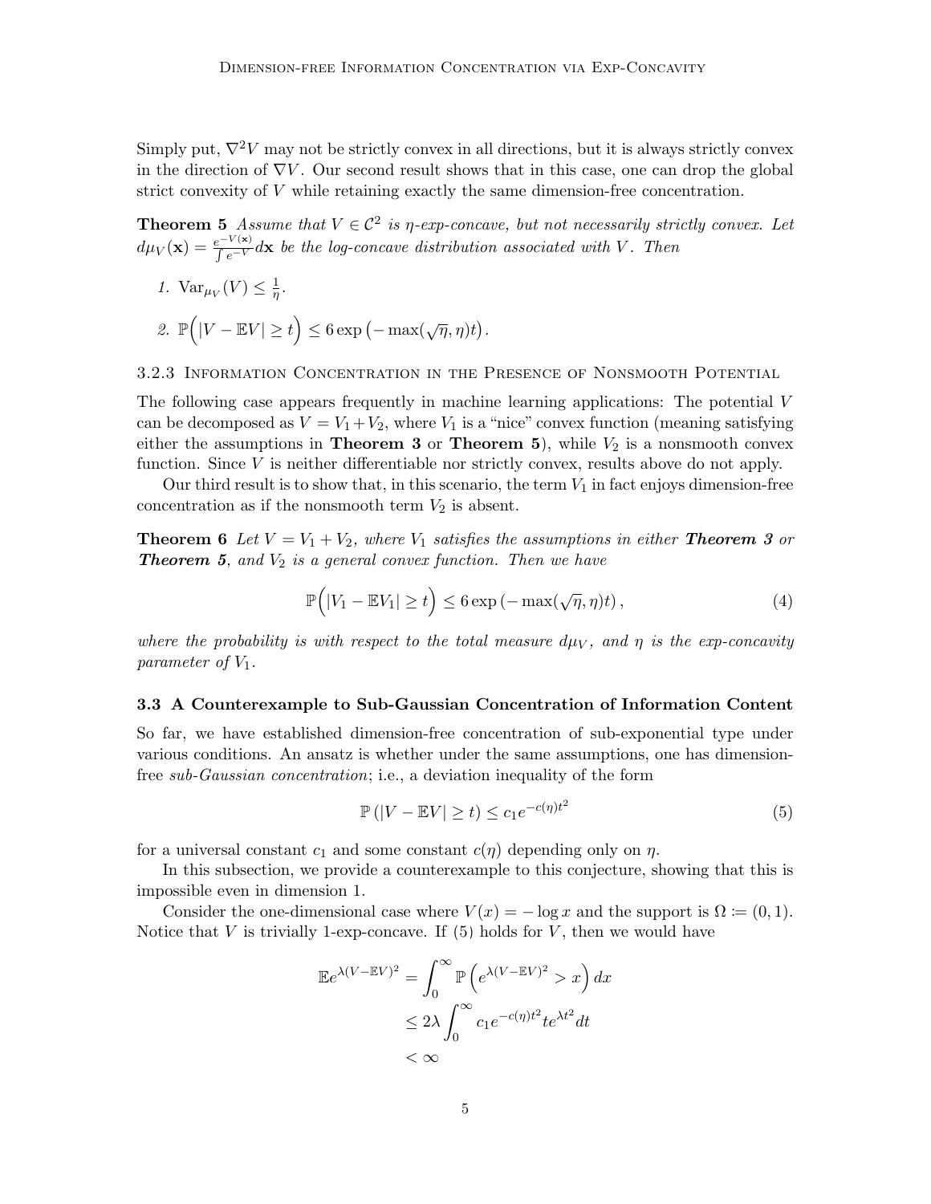Simply put, $\nabla^2 V$ may not be strictly convex in all directions, but it is always strictly convex in the direction of $\nabla V$. Our second result shows that in this case, one can drop the global strict convexity of $V$ while retaining exactly the same dimension-free concentration.

**Theorem 5** *Assume that $V \in \mathcal{C}^2$ is $\eta$-exp-concave, but not necessarily strictly convex. Let $d\mu_V(\mathbf{x}) = \frac{e^{-V(\mathbf{x})}}{\int e^{-V}} d\mathbf{x}$ be the log-concave distribution associated with $V$. Then*

1. $\mathrm{Var}_{\mu_V}(V) \leq \frac{1}{\eta}$.
2. $\mathbb{P}\Big(|V - \mathbb{E}V| \geq t\Big) \leq 6 \exp\left(-\max(\sqrt{\eta}, \eta)t\right)$.

#### 3.2.3 Information Concentration in the Presence of Nonsmooth Potential

The following case appears frequently in machine learning applications: The potential $V$ can be decomposed as $V = V_1 + V_2$, where $V_1$ is a "nice" convex function (meaning satisfying either the assumptions in **Theorem 3** or **Theorem 5**), while $V_2$ is a nonsmooth convex function. Since $V$ is neither differentiable nor strictly convex, results above do not apply.

Our third result is to show that, in this scenario, the term $V_1$ in fact enjoys dimension-free concentration as if the nonsmooth term $V_2$ is absent.

**Theorem 6** *Let $V = V_1 + V_2$, where $V_1$ satisfies the assumptions in either **Theorem 3** or **Theorem 5**, and $V_2$ is a general convex function. Then we have*

$$\mathbb{P}\Big(|V_1 - \mathbb{E}V_1| \geq t\Big) \leq 6 \exp\left(-\max(\sqrt{\eta}, \eta)t\right), \tag{4}$$

*where the probability is with respect to the total measure $d\mu_V$, and $\eta$ is the exp-concavity parameter of $V_1$.*

### 3.3 A Counterexample to Sub-Gaussian Concentration of Information Content

So far, we have established dimension-free concentration of sub-exponential type under various conditions. An ansatz is whether under the same assumptions, one has dimension-free *sub-Gaussian concentration*; i.e., a deviation inequality of the form

$$\mathbb{P}\left(|V - \mathbb{E}V| \geq t\right) \leq c_1 e^{-c(\eta)t^2} \tag{5}$$

for a universal constant $c_1$ and some constant $c(\eta)$ depending only on $\eta$.

In this subsection, we provide a counterexample to this conjecture, showing that this is impossible even in dimension 1.

Consider the one-dimensional case where $V(x) = -\log x$ and the support is $\Omega \coloneqq (0, 1)$. Notice that $V$ is trivially 1-exp-concave. If (5) holds for $V$, then we would have

$$\begin{aligned}
\mathbb{E}e^{\lambda(V-\mathbb{E}V)^2} &= \int_0^\infty \mathbb{P}\left(e^{\lambda(V-\mathbb{E}V)^2} > x\right) dx \\
&\leq 2\lambda \int_0^\infty c_1 e^{-c(\eta)t^2} t e^{\lambda t^2} dt \\
&< \infty
\end{aligned}$$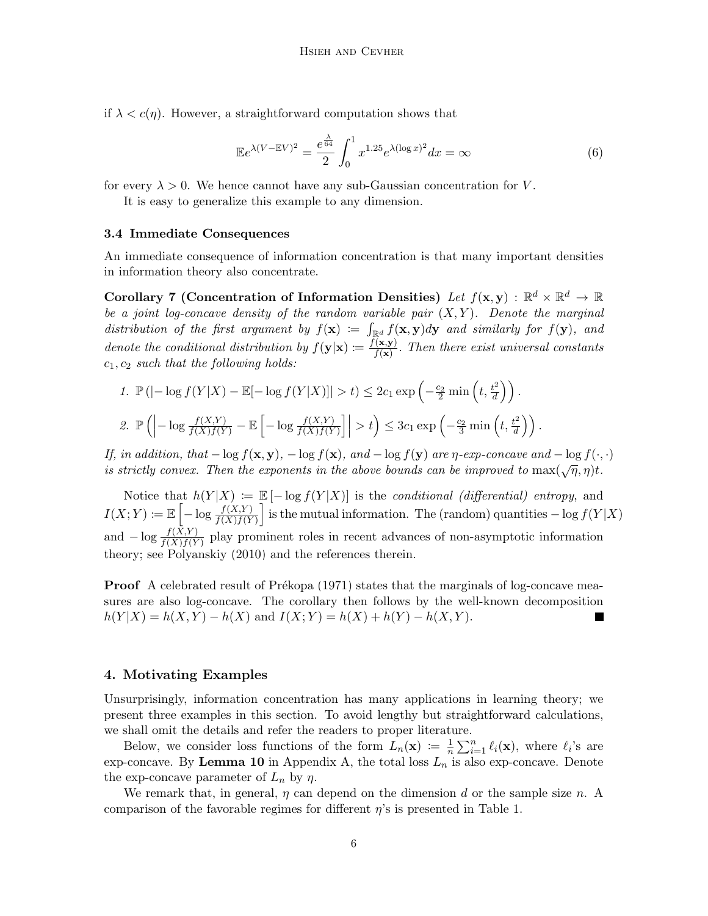if $\lambda < c(\eta)$. However, a straightforward computation shows that

$$\mathbb{E}e^{\lambda(V-\mathbb{E}V)^2} = \frac{e^{\frac{\lambda}{64}}}{2}\int_0^1 x^{1.25} e^{\lambda(\log x)^2} dx = \infty \tag{6}$$

for every $\lambda > 0$. We hence cannot have any sub-Gaussian concentration for $V$.

It is easy to generalize this example to any dimension.

### 3.4 Immediate Consequences

An immediate consequence of information concentration is that many important densities in information theory also concentrate.

**Corollary 7 (Concentration of Information Densities)** *Let $f(\mathbf{x}, \mathbf{y}) : \mathbb{R}^d \times \mathbb{R}^d \to \mathbb{R}$ be a joint log-concave density of the random variable pair $(X, Y)$. Denote the marginal distribution of the first argument by $f(\mathbf{x}) := \int_{\mathbb{R}^d} f(\mathbf{x}, \mathbf{y}) d\mathbf{y}$ and similarly for $f(\mathbf{y})$, and denote the conditional distribution by $f(\mathbf{y}|\mathbf{x}) := \frac{f(\mathbf{x},\mathbf{y})}{f(\mathbf{x})}$. Then there exist universal constants $c_1, c_2$ such that the following holds:*

1. $\mathbb{P}\left(\left|-\log f(Y|X) - \mathbb{E}[-\log f(Y|X)]\right| > t\right) \leq 2c_1 \exp\left(-\frac{c_2}{2}\min\left(t, \frac{t^2}{d}\right)\right)$.
2. $\mathbb{P}\left(\left|-\log \frac{f(X,Y)}{f(X)f(Y)} - \mathbb{E}\left[-\log \frac{f(X,Y)}{f(X)f(Y)}\right]\right| > t\right) \leq 3c_1 \exp\left(-\frac{c_2}{3}\min\left(t, \frac{t^2}{d}\right)\right)$.

*If, in addition, that $-\log f(\mathbf{x}, \mathbf{y})$, $-\log f(\mathbf{x})$, and $-\log f(\mathbf{y})$ are $\eta$-exp-concave and $-\log f(\cdot, \cdot)$ is strictly convex. Then the exponents in the above bounds can be improved to $\max(\sqrt{\eta}, \eta)t$.*

Notice that $h(Y|X) := \mathbb{E}[-\log f(Y|X)]$ is the *conditional (differential) entropy*, and $I(X;Y) := \mathbb{E}\left[-\log \frac{f(X,Y)}{f(X)f(Y)}\right]$ is the mutual information. The (random) quantities $-\log f(Y|X)$ and $-\log \frac{f(X,Y)}{f(X)f(Y)}$ play prominent roles in recent advances of non-asymptotic information theory; see Polyanskiy (2010) and the references therein.

**Proof** A celebrated result of Prékopa (1971) states that the marginals of log-concave measures are also log-concave. The corollary then follows by the well-known decomposition $h(Y|X) = h(X,Y) - h(X)$ and $I(X;Y) = h(X) + h(Y) - h(X,Y)$. ■

## 4. Motivating Examples

Unsurprisingly, information concentration has many applications in learning theory; we present three examples in this section. To avoid lengthy but straightforward calculations, we shall omit the details and refer the readers to proper literature.

Below, we consider loss functions of the form $L_n(\mathbf{x}) := \frac{1}{n}\sum_{i=1}^n \ell_i(\mathbf{x})$, where $\ell_i$'s are exp-concave. By **Lemma 10** in Appendix A, the total loss $L_n$ is also exp-concave. Denote the exp-concave parameter of $L_n$ by $\eta$.

We remark that, in general, $\eta$ can depend on the dimension $d$ or the sample size $n$. A comparison of the favorable regimes for different $\eta$'s is presented in Table 1.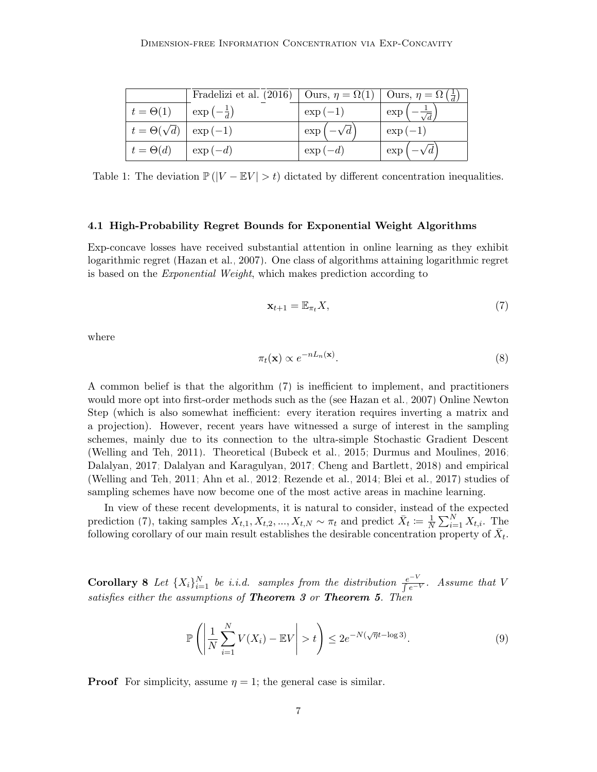| | Fradelizi et al. (2016) | Ours, $\eta = \Omega(1)$ | Ours, $\eta = \Omega\left(\frac{1}{d}\right)$ |
|---|---|---|---|
| $t = \Theta(1)$ | $\exp\left(-\frac{1}{d}\right)$ | $\exp\left(-1\right)$ | $\exp\left(-\frac{1}{\sqrt{d}}\right)$ |
| $t = \Theta(\sqrt{d})$ | $\exp\left(-1\right)$ | $\exp\left(-\sqrt{d}\right)$ | $\exp\left(-1\right)$ |
| $t = \Theta(d)$ | $\exp\left(-d\right)$ | $\exp\left(-d\right)$ | $\exp\left(-\sqrt{d}\right)$ |

Table 1: The deviation $\mathbb{P}\left(|V - \mathbb{E}V| > t\right)$ dictated by different concentration inequalities.

### 4.1 High-Probability Regret Bounds for Exponential Weight Algorithms

Exp-concave losses have received substantial attention in online learning as they exhibit logarithmic regret (Hazan et al., 2007). One class of algorithms attaining logarithmic regret is based on the *Exponential Weight*, which makes prediction according to

$$\mathbf{x}_{t+1} = \mathbb{E}_{\pi_t} X, \tag{7}$$

where

$$\pi_t(\mathbf{x}) \propto e^{-nL_n(\mathbf{x})}. \tag{8}$$

A common belief is that the algorithm (7) is inefficient to implement, and practitioners would more opt into first-order methods such as the (see Hazan et al., 2007) Online Newton Step (which is also somewhat inefficient: every iteration requires inverting a matrix and a projection). However, recent years have witnessed a surge of interest in the sampling schemes, mainly due to its connection to the ultra-simple Stochastic Gradient Descent (Welling and Teh, 2011). Theoretical (Bubeck et al., 2015; Durmus and Moulines, 2016; Dalalyan, 2017; Dalalyan and Karagulyan, 2017; Cheng and Bartlett, 2018) and empirical (Welling and Teh, 2011; Ahn et al., 2012; Rezende et al., 2014; Blei et al., 2017) studies of sampling schemes have now become one of the most active areas in machine learning.

In view of these recent developments, it is natural to consider, instead of the expected prediction (7), taking samples $X_{t,1}, X_{t,2}, ..., X_{t,N} \sim \pi_t$ and predict $\bar{X}_t \coloneqq \frac{1}{N}\sum_{i=1}^{N} X_{t,i}$. The following corollary of our main result establishes the desirable concentration property of $\bar{X}_t$.

**Corollary 8** *Let $\{X_i\}_{i=1}^{N}$ be i.i.d. samples from the distribution $\frac{e^{-V}}{\int e^{-V}}$. Assume that $V$ satisfies either the assumptions of **Theorem 3** or **Theorem 5**. Then*

$$\mathbb{P}\left(\left|\frac{1}{N}\sum_{i=1}^{N} V(X_i) - \mathbb{E}V\right| > t\right) \leq 2e^{-N(\sqrt{\eta}t - \log 3)}. \tag{9}$$

**Proof** For simplicity, assume $\eta = 1$; the general case is similar.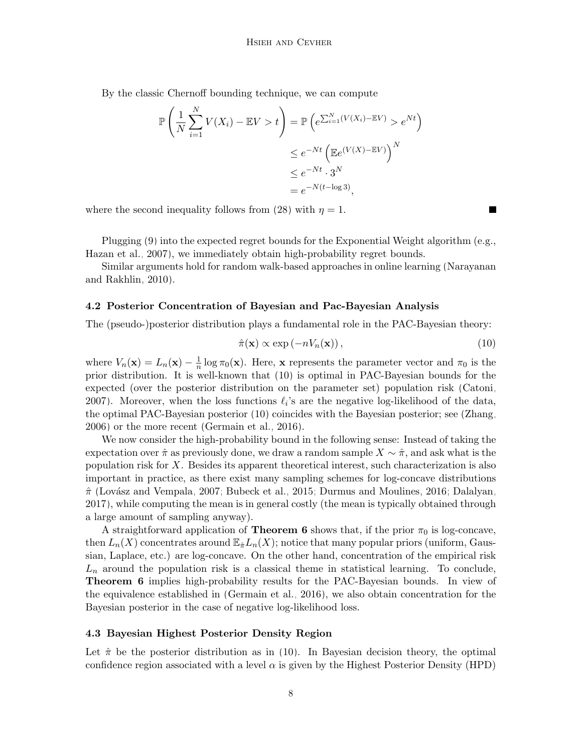By the classic Chernoff bounding technique, we can compute

$$
\begin{aligned}
\mathbb{P}\left(\frac{1}{N}\sum_{i=1}^{N} V(X_i) - \mathbb{E}V > t\right) &= \mathbb{P}\left(e^{\sum_{i=1}^{N}(V(X_i)-\mathbb{E}V)} > e^{Nt}\right) \\
&\leq e^{-Nt}\left(\mathbb{E}e^{(V(X)-\mathbb{E}V)}\right)^N \\
&\leq e^{-Nt}\cdot 3^N \\
&= e^{-N(t-\log 3)},
\end{aligned}
$$

where the second inequality follows from (28) with $\eta = 1$. ∎

Plugging (9) into the expected regret bounds for the Exponential Weight algorithm (e.g., Hazan et al., 2007), we immediately obtain high-probability regret bounds.

Similar arguments hold for random walk-based approaches in online learning (Narayanan and Rakhlin, 2010).

### 4.2 Posterior Concentration of Bayesian and Pac-Bayesian Analysis

The (pseudo-)posterior distribution plays a fundamental role in the PAC-Bayesian theory:

$$
\hat{\pi}(\mathbf{x}) \propto \exp\left(-nV_n(\mathbf{x})\right), \tag{10}
$$

where $V_n(\mathbf{x}) = L_n(\mathbf{x}) - \frac{1}{n}\log\pi_0(\mathbf{x})$. Here, $\mathbf{x}$ represents the parameter vector and $\pi_0$ is the prior distribution. It is well-known that (10) is optimal in PAC-Bayesian bounds for the expected (over the posterior distribution on the parameter set) population risk (Catoni, 2007). Moreover, when the loss functions $\ell_i$'s are the negative log-likelihood of the data, the optimal PAC-Bayesian posterior (10) coincides with the Bayesian posterior; see (Zhang, 2006) or the more recent (Germain et al., 2016).

We now consider the high-probability bound in the following sense: Instead of taking the expectation over $\hat{\pi}$ as previously done, we draw a random sample $X \sim \hat{\pi}$, and ask what is the population risk for $X$. Besides its apparent theoretical interest, such characterization is also important in practice, as there exist many sampling schemes for log-concave distributions $\hat{\pi}$ (Lovász and Vempala, 2007; Bubeck et al., 2015; Durmus and Moulines, 2016; Dalalyan, 2017), while computing the mean is in general costly (the mean is typically obtained through a large amount of sampling anyway).

A straightforward application of **Theorem 6** shows that, if the prior $\pi_0$ is log-concave, then $L_n(X)$ concentrates around $\mathbb{E}_{\hat{\pi}}L_n(X)$; notice that many popular priors (uniform, Gaussian, Laplace, etc.) are log-concave. On the other hand, concentration of the empirical risk $L_n$ around the population risk is a classical theme in statistical learning. To conclude, **Theorem 6** implies high-probability results for the PAC-Bayesian bounds. In view of the equivalence established in (Germain et al., 2016), we also obtain concentration for the Bayesian posterior in the case of negative log-likelihood loss.

### 4.3 Bayesian Highest Posterior Density Region

Let $\hat{\pi}$ be the posterior distribution as in (10). In Bayesian decision theory, the optimal confidence region associated with a level $\alpha$ is given by the Highest Posterior Density (HPD)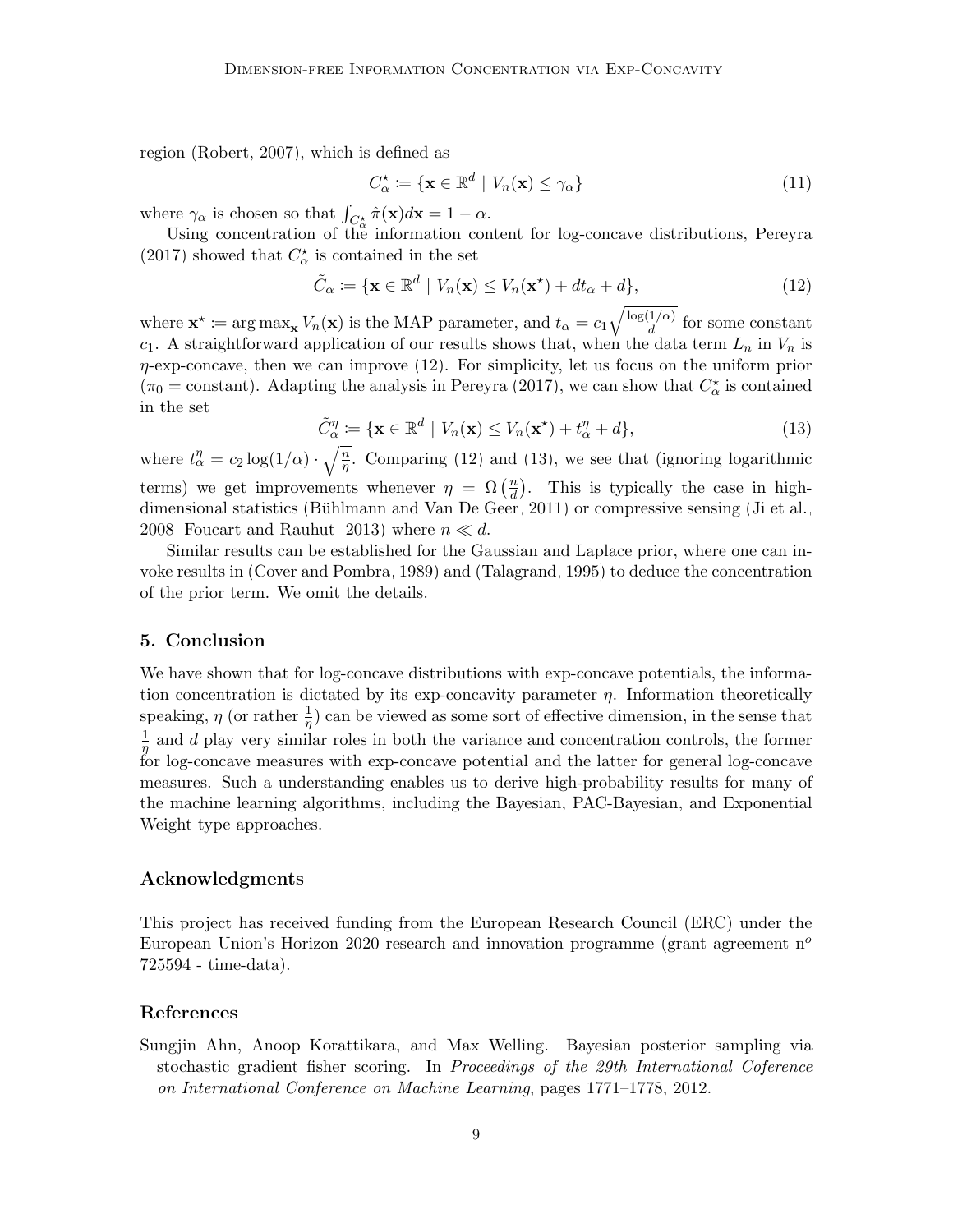region (Robert, 2007), which is defined as

$$C^\star_\alpha \coloneqq \{\mathbf{x} \in \mathbb{R}^d \mid V_n(\mathbf{x}) \leq \gamma_\alpha\} \tag{11}$$

where $\gamma_\alpha$ is chosen so that $\int_{C^\star_\alpha} \hat{\pi}(\mathbf{x}) d\mathbf{x} = 1 - \alpha$.

Using concentration of the information content for log-concave distributions, Pereyra (2017) showed that $C^\star_\alpha$ is contained in the set

$$\tilde{C}_\alpha \coloneqq \{\mathbf{x} \in \mathbb{R}^d \mid V_n(\mathbf{x}) \leq V_n(\mathbf{x}^\star) + dt_\alpha + d\}, \tag{12}$$

where $\mathbf{x}^\star \coloneqq \arg\max_{\mathbf{x}} V_n(\mathbf{x})$ is the MAP parameter, and $t_\alpha = c_1 \sqrt{\frac{\log(1/\alpha)}{d}}$ for some constant $c_1$. A straightforward application of our results shows that, when the data term $L_n$ in $V_n$ is $\eta$-exp-concave, then we can improve (12). For simplicity, let us focus on the uniform prior ($\pi_0 =$ constant). Adapting the analysis in Pereyra (2017), we can show that $C^\star_\alpha$ is contained in the set

$$\tilde{C}^\eta_\alpha \coloneqq \{\mathbf{x} \in \mathbb{R}^d \mid V_n(\mathbf{x}) \leq V_n(\mathbf{x}^\star) + t^\eta_\alpha + d\}, \tag{13}$$

where $t^\eta_\alpha = c_2 \log(1/\alpha) \cdot \sqrt{\frac{n}{\eta}}$. Comparing (12) and (13), we see that (ignoring logarithmic terms) we get improvements whenever $\eta = \Omega\left(\frac{n}{d}\right)$. This is typically the case in high-dimensional statistics (Bühlmann and Van De Geer, 2011) or compressive sensing (Ji et al., 2008; Foucart and Rauhut, 2013) where $n \ll d$.

Similar results can be established for the Gaussian and Laplace prior, where one can invoke results in (Cover and Pombra, 1989) and (Talagrand, 1995) to deduce the concentration of the prior term. We omit the details.

## 5. Conclusion

We have shown that for log-concave distributions with exp-concave potentials, the information concentration is dictated by its exp-concavity parameter $\eta$. Information theoretically speaking, $\eta$ (or rather $\frac{1}{\eta}$) can be viewed as some sort of effective dimension, in the sense that $\frac{1}{\eta}$ and $d$ play very similar roles in both the variance and concentration controls, the former for log-concave measures with exp-concave potential and the latter for general log-concave measures. Such a understanding enables us to derive high-probability results for many of the machine learning algorithms, including the Bayesian, PAC-Bayesian, and Exponential Weight type approaches.

## Acknowledgments

This project has received funding from the European Research Council (ERC) under the European Union's Horizon 2020 research and innovation programme (grant agreement n$^o$ 725594 - time-data).

## References

Sungjin Ahn, Anoop Korattikara, and Max Welling. Bayesian posterior sampling via stochastic gradient fisher scoring. In *Proceedings of the 29th International Coference on International Conference on Machine Learning*, pages 1771–1778, 2012.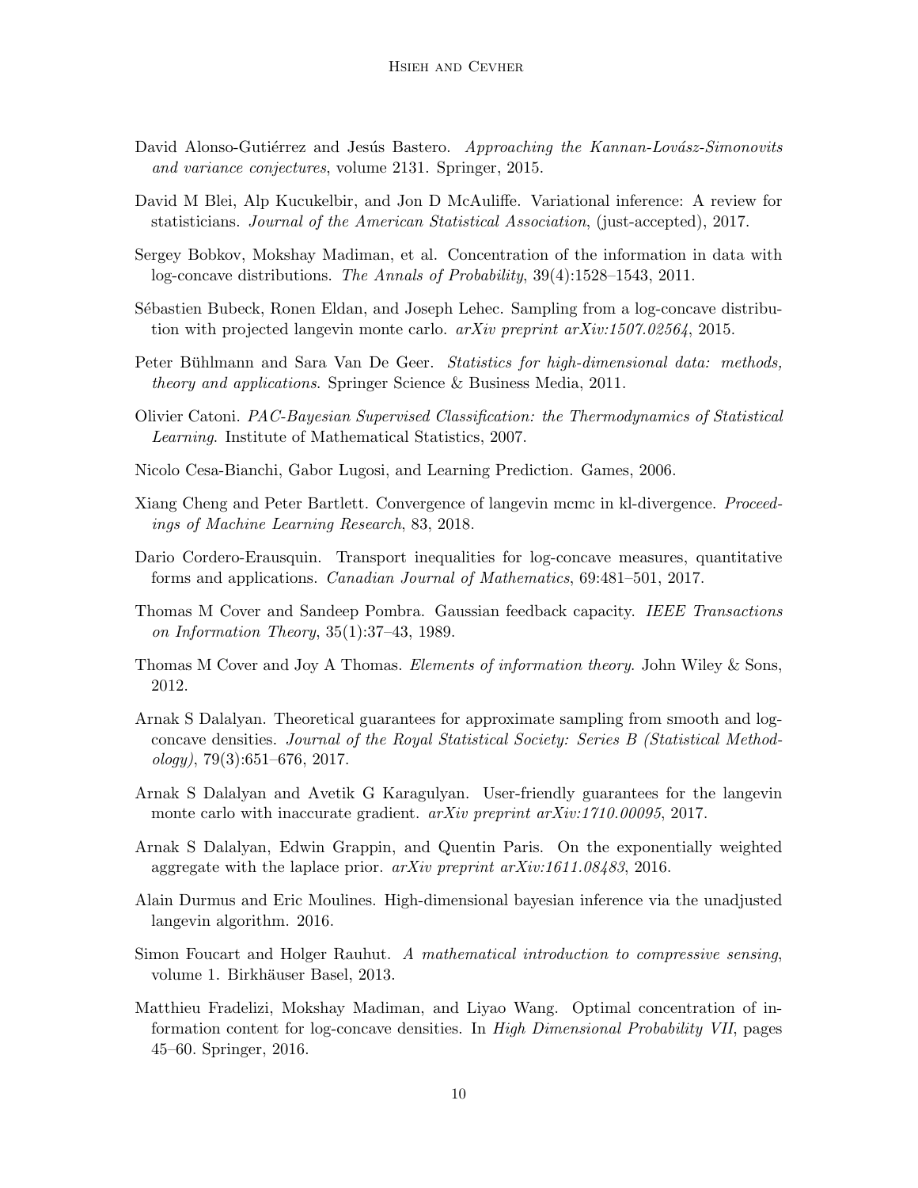David Alonso-Gutiérrez and Jesús Bastero. *Approaching the Kannan-Lovász-Simonovits and variance conjectures*, volume 2131. Springer, 2015.

David M Blei, Alp Kucukelbir, and Jon D McAuliffe. Variational inference: A review for statisticians. *Journal of the American Statistical Association*, (just-accepted), 2017.

Sergey Bobkov, Mokshay Madiman, et al. Concentration of the information in data with log-concave distributions. *The Annals of Probability*, 39(4):1528–1543, 2011.

Sébastien Bubeck, Ronen Eldan, and Joseph Lehec. Sampling from a log-concave distribution with projected langevin monte carlo. *arXiv preprint arXiv:1507.02564*, 2015.

Peter Bühlmann and Sara Van De Geer. *Statistics for high-dimensional data: methods, theory and applications*. Springer Science & Business Media, 2011.

Olivier Catoni. *PAC-Bayesian Supervised Classification: the Thermodynamics of Statistical Learning*. Institute of Mathematical Statistics, 2007.

Nicolo Cesa-Bianchi, Gabor Lugosi, and Learning Prediction. Games, 2006.

Xiang Cheng and Peter Bartlett. Convergence of langevin mcmc in kl-divergence. *Proceedings of Machine Learning Research*, 83, 2018.

Dario Cordero-Erausquin. Transport inequalities for log-concave measures, quantitative forms and applications. *Canadian Journal of Mathematics*, 69:481–501, 2017.

Thomas M Cover and Sandeep Pombra. Gaussian feedback capacity. *IEEE Transactions on Information Theory*, 35(1):37–43, 1989.

Thomas M Cover and Joy A Thomas. *Elements of information theory*. John Wiley & Sons, 2012.

Arnak S Dalalyan. Theoretical guarantees for approximate sampling from smooth and log-concave densities. *Journal of the Royal Statistical Society: Series B (Statistical Methodology)*, 79(3):651–676, 2017.

Arnak S Dalalyan and Avetik G Karagulyan. User-friendly guarantees for the langevin monte carlo with inaccurate gradient. *arXiv preprint arXiv:1710.00095*, 2017.

Arnak S Dalalyan, Edwin Grappin, and Quentin Paris. On the exponentially weighted aggregate with the laplace prior. *arXiv preprint arXiv:1611.08483*, 2016.

Alain Durmus and Eric Moulines. High-dimensional bayesian inference via the unadjusted langevin algorithm. 2016.

Simon Foucart and Holger Rauhut. *A mathematical introduction to compressive sensing*, volume 1. Birkhäuser Basel, 2013.

Matthieu Fradelizi, Mokshay Madiman, and Liyao Wang. Optimal concentration of information content for log-concave densities. In *High Dimensional Probability VII*, pages 45–60. Springer, 2016.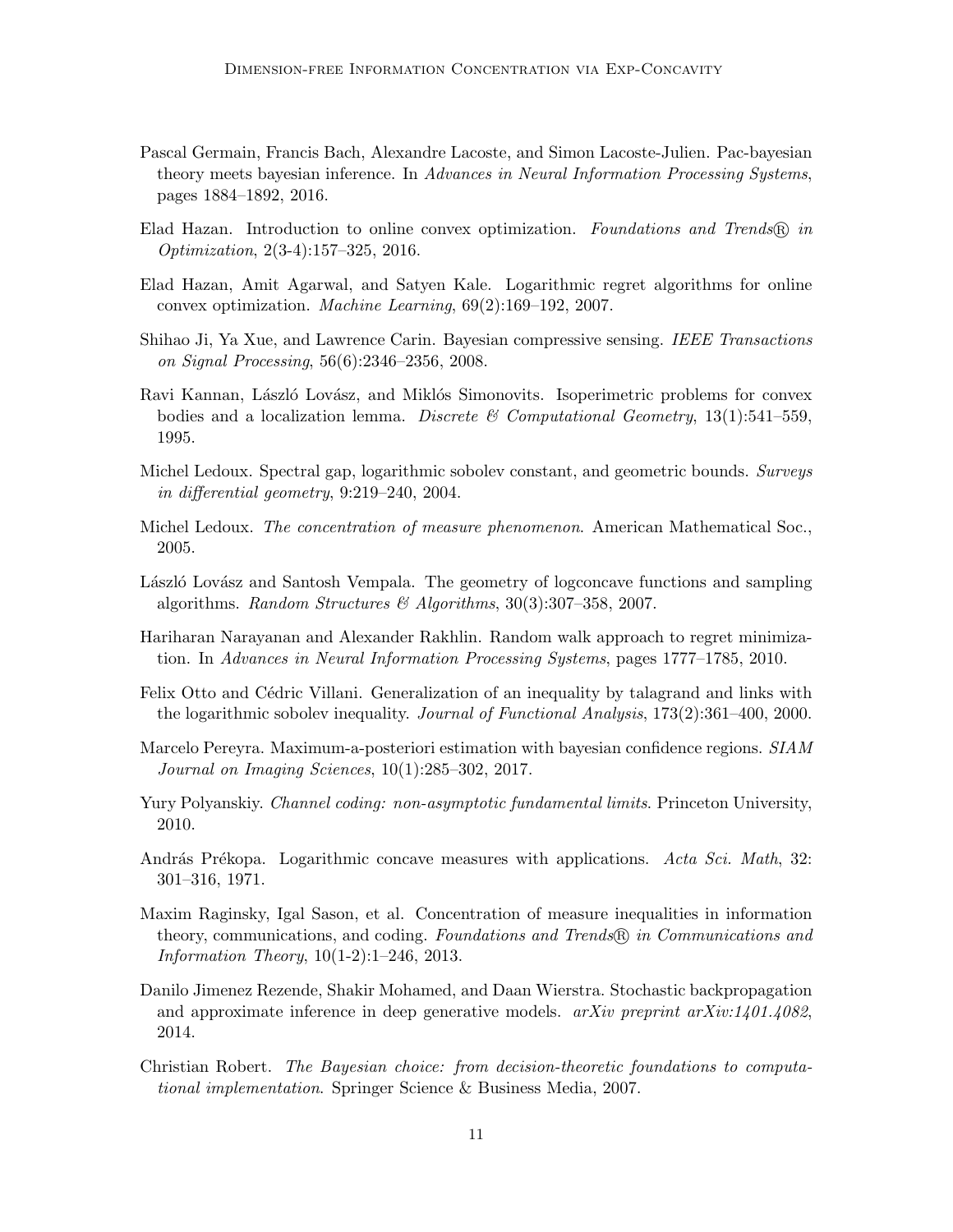Pascal Germain, Francis Bach, Alexandre Lacoste, and Simon Lacoste-Julien. Pac-bayesian theory meets bayesian inference. In *Advances in Neural Information Processing Systems*, pages 1884–1892, 2016.

Elad Hazan. Introduction to online convex optimization. *Foundations and Trends® in Optimization*, 2(3-4):157–325, 2016.

Elad Hazan, Amit Agarwal, and Satyen Kale. Logarithmic regret algorithms for online convex optimization. *Machine Learning*, 69(2):169–192, 2007.

Shihao Ji, Ya Xue, and Lawrence Carin. Bayesian compressive sensing. *IEEE Transactions on Signal Processing*, 56(6):2346–2356, 2008.

Ravi Kannan, László Lovász, and Miklós Simonovits. Isoperimetric problems for convex bodies and a localization lemma. *Discrete & Computational Geometry*, 13(1):541–559, 1995.

Michel Ledoux. Spectral gap, logarithmic sobolev constant, and geometric bounds. *Surveys in differential geometry*, 9:219–240, 2004.

Michel Ledoux. *The concentration of measure phenomenon*. American Mathematical Soc., 2005.

László Lovász and Santosh Vempala. The geometry of logconcave functions and sampling algorithms. *Random Structures & Algorithms*, 30(3):307–358, 2007.

Hariharan Narayanan and Alexander Rakhlin. Random walk approach to regret minimization. In *Advances in Neural Information Processing Systems*, pages 1777–1785, 2010.

Felix Otto and Cédric Villani. Generalization of an inequality by talagrand and links with the logarithmic sobolev inequality. *Journal of Functional Analysis*, 173(2):361–400, 2000.

Marcelo Pereyra. Maximum-a-posteriori estimation with bayesian confidence regions. *SIAM Journal on Imaging Sciences*, 10(1):285–302, 2017.

Yury Polyanskiy. *Channel coding: non-asymptotic fundamental limits*. Princeton University, 2010.

András Prékopa. Logarithmic concave measures with applications. *Acta Sci. Math*, 32: 301–316, 1971.

Maxim Raginsky, Igal Sason, et al. Concentration of measure inequalities in information theory, communications, and coding. *Foundations and Trends® in Communications and Information Theory*, 10(1-2):1–246, 2013.

Danilo Jimenez Rezende, Shakir Mohamed, and Daan Wierstra. Stochastic backpropagation and approximate inference in deep generative models. *arXiv preprint arXiv:1401.4082*, 2014.

Christian Robert. *The Bayesian choice: from decision-theoretic foundations to computational implementation*. Springer Science & Business Media, 2007.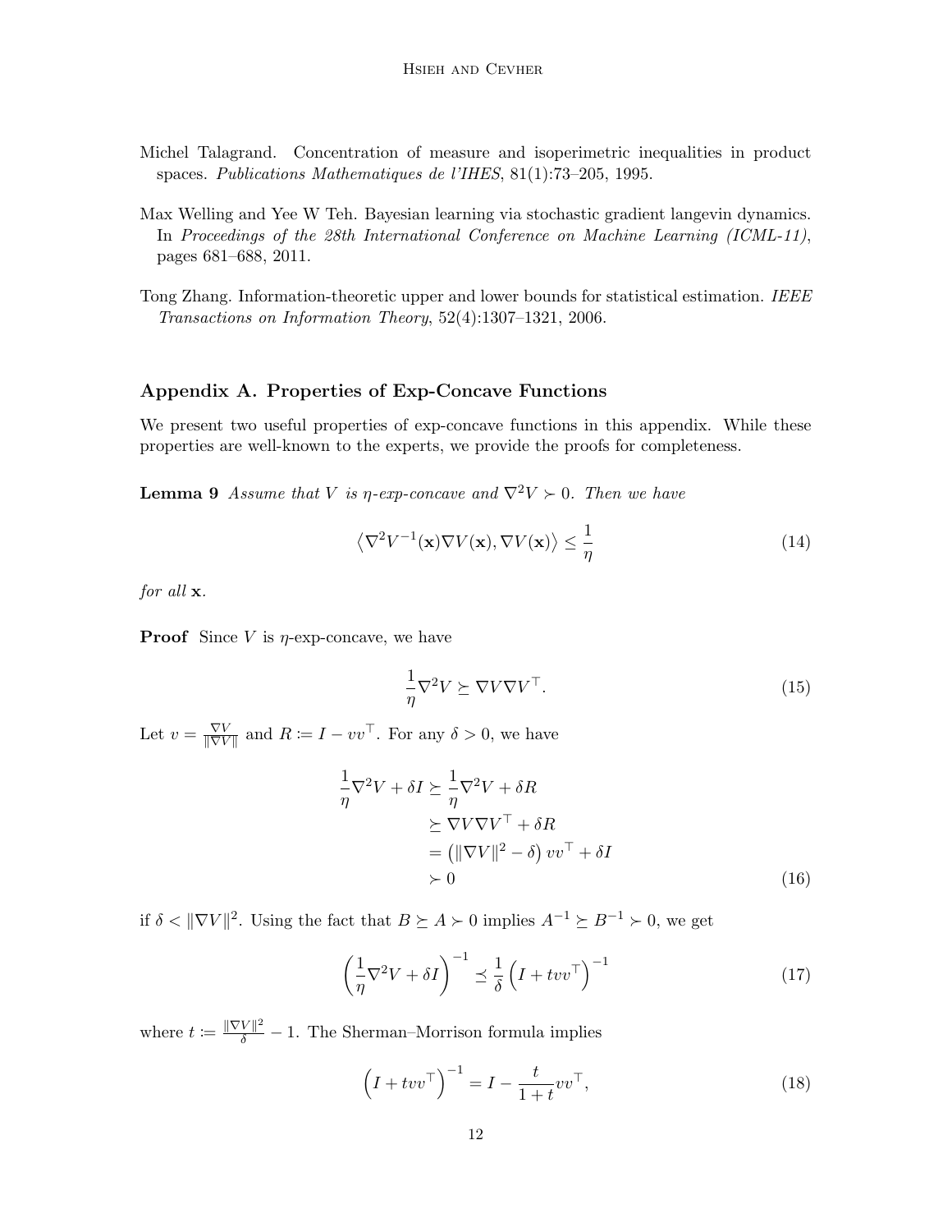Michel Talagrand. Concentration of measure and isoperimetric inequalities in product spaces. *Publications Mathematiques de l'IHES*, 81(1):73–205, 1995.

Max Welling and Yee W Teh. Bayesian learning via stochastic gradient langevin dynamics. In *Proceedings of the 28th International Conference on Machine Learning (ICML-11)*, pages 681–688, 2011.

Tong Zhang. Information-theoretic upper and lower bounds for statistical estimation. *IEEE Transactions on Information Theory*, 52(4):1307–1321, 2006.

## Appendix A. Properties of Exp-Concave Functions

We present two useful properties of exp-concave functions in this appendix. While these properties are well-known to the experts, we provide the proofs for completeness.

**Lemma 9** *Assume that $V$ is $\eta$-exp-concave and $\nabla^2 V \succ 0$. Then we have*

$$\left\langle \nabla^2 V^{-1}(\mathbf{x}) \nabla V(\mathbf{x}), \nabla V(\mathbf{x}) \right\rangle \leq \frac{1}{\eta} \tag{14}$$

*for all $\mathbf{x}$.*

**Proof** Since $V$ is $\eta$-exp-concave, we have

$$\frac{1}{\eta} \nabla^2 V \succeq \nabla V \nabla V^\top. \tag{15}$$

Let $v = \frac{\nabla V}{\|\nabla V\|}$ and $R \coloneqq I - vv^\top$. For any $\delta > 0$, we have

$$\begin{aligned}
\frac{1}{\eta}\nabla^2 V + \delta I &\succeq \frac{1}{\eta}\nabla^2 V + \delta R \\
&\succeq \nabla V \nabla V^\top + \delta R \\
&= \left( \|\nabla V\|^2 - \delta \right) vv^\top + \delta I \\
&\succ 0
\end{aligned} \tag{16}$$

if $\delta < \|\nabla V\|^2$. Using the fact that $B \succeq A \succ 0$ implies $A^{-1} \succeq B^{-1} \succ 0$, we get

$$\left( \frac{1}{\eta}\nabla^2 V + \delta I \right)^{-1} \preceq \frac{1}{\delta} \left( I + tvv^\top \right)^{-1} \tag{17}$$

where $t \coloneqq \frac{\|\nabla V\|^2}{\delta} - 1$. The Sherman–Morrison formula implies

$$\left( I + tvv^\top \right)^{-1} = I - \frac{t}{1+t} vv^\top, \tag{18}$$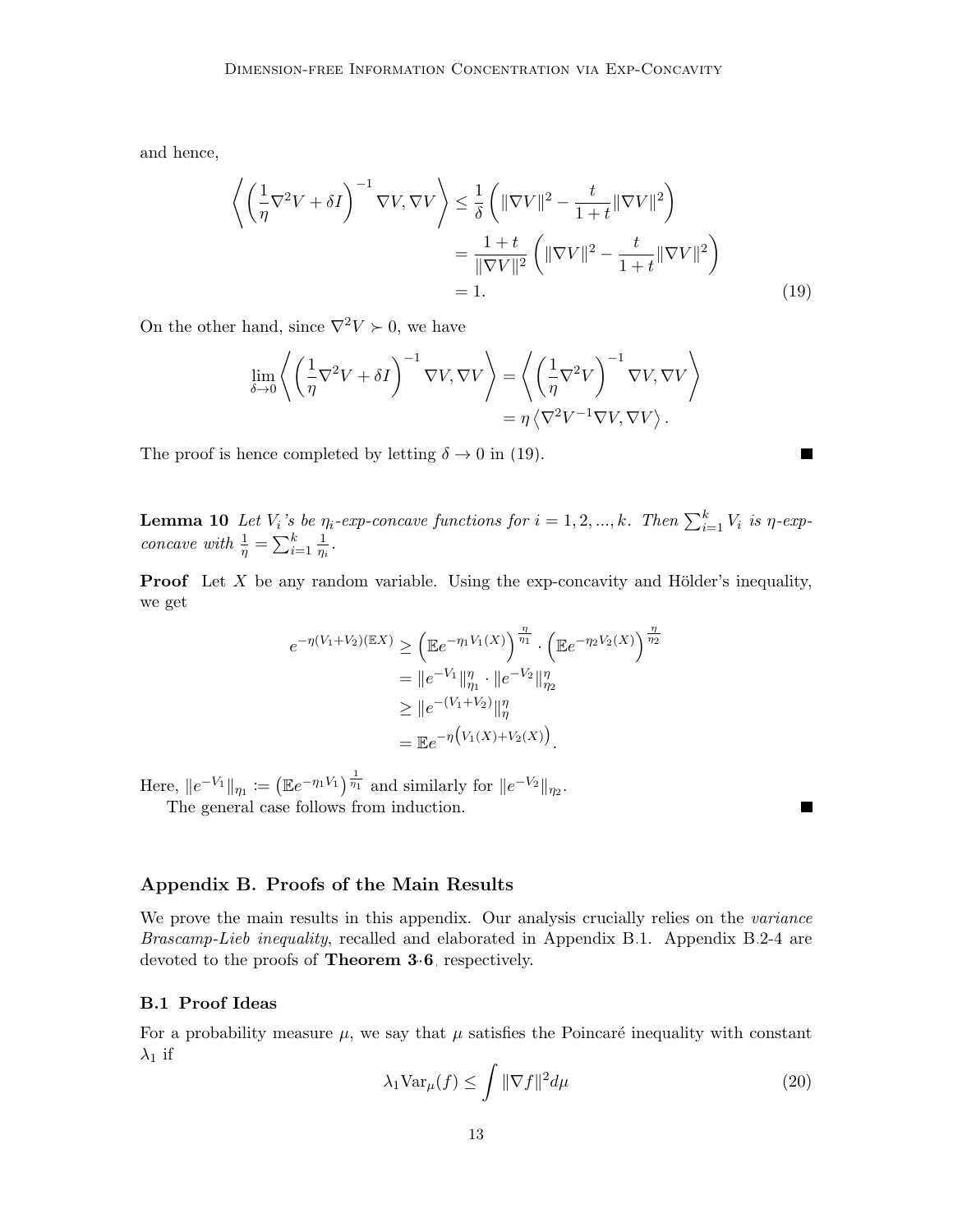and hence,

$$
\begin{aligned}
\left\langle \left(\frac{1}{\eta}\nabla^2 V + \delta I\right)^{-1} \nabla V, \nabla V \right\rangle &\leq \frac{1}{\delta}\left(\|\nabla V\|^2 - \frac{t}{1+t}\|\nabla V\|^2\right) \\
&= \frac{1+t}{\|\nabla V\|^2}\left(\|\nabla V\|^2 - \frac{t}{1+t}\|\nabla V\|^2\right) \\
&= 1. 
\end{aligned} \tag{19}
$$

On the other hand, since $\nabla^2 V \succ 0$, we have

$$
\begin{aligned}
\lim_{\delta \to 0} \left\langle \left(\frac{1}{\eta}\nabla^2 V + \delta I\right)^{-1} \nabla V, \nabla V \right\rangle &= \left\langle \left(\frac{1}{\eta}\nabla^2 V\right)^{-1} \nabla V, \nabla V \right\rangle \\
&= \eta \left\langle \nabla^2 V^{-1} \nabla V, \nabla V \right\rangle.
\end{aligned}
$$

The proof is hence completed by letting $\delta \to 0$ in (19). ■

**Lemma 10** *Let $V_i$'s be $\eta_i$-exp-concave functions for $i = 1, 2, ..., k$. Then $\sum_{i=1}^k V_i$ is $\eta$-exp-concave with $\frac{1}{\eta} = \sum_{i=1}^k \frac{1}{\eta_i}$.*

**Proof** Let $X$ be any random variable. Using the exp-concavity and Hölder's inequality, we get

$$
\begin{aligned}
e^{-\eta(V_1+V_2)(\mathbb{E}X)} &\geq \left(\mathbb{E}e^{-\eta_1 V_1(X)}\right)^{\frac{\eta}{\eta_1}} \cdot \left(\mathbb{E}e^{-\eta_2 V_2(X)}\right)^{\frac{\eta}{\eta_2}} \\
&= \|e^{-V_1}\|_{\eta_1}^{\eta} \cdot \|e^{-V_2}\|_{\eta_2}^{\eta} \\
&\geq \|e^{-(V_1+V_2)}\|_{\eta}^{\eta} \\
&= \mathbb{E}e^{-\eta\left(V_1(X)+V_2(X)\right)}.
\end{aligned}
$$

Here, $\|e^{-V_1}\|_{\eta_1} := \left(\mathbb{E}e^{-\eta_1 V_1}\right)^{\frac{1}{\eta_1}}$ and similarly for $\|e^{-V_2}\|_{\eta_2}$.

The general case follows from induction. ■

## Appendix B. Proofs of the Main Results

We prove the main results in this appendix. Our analysis crucially relies on the *variance Brascamp-Lieb inequality*, recalled and elaborated in Appendix B.1. Appendix B.2-4 are devoted to the proofs of **Theorem 3-6**, respectively.

### B.1 Proof Ideas

For a probability measure $\mu$, we say that $\mu$ satisfies the Poincaré inequality with constant $\lambda_1$ if

$$
\lambda_1 \mathrm{Var}_\mu(f) \leq \int \|\nabla f\|^2 d\mu \tag{20}
$$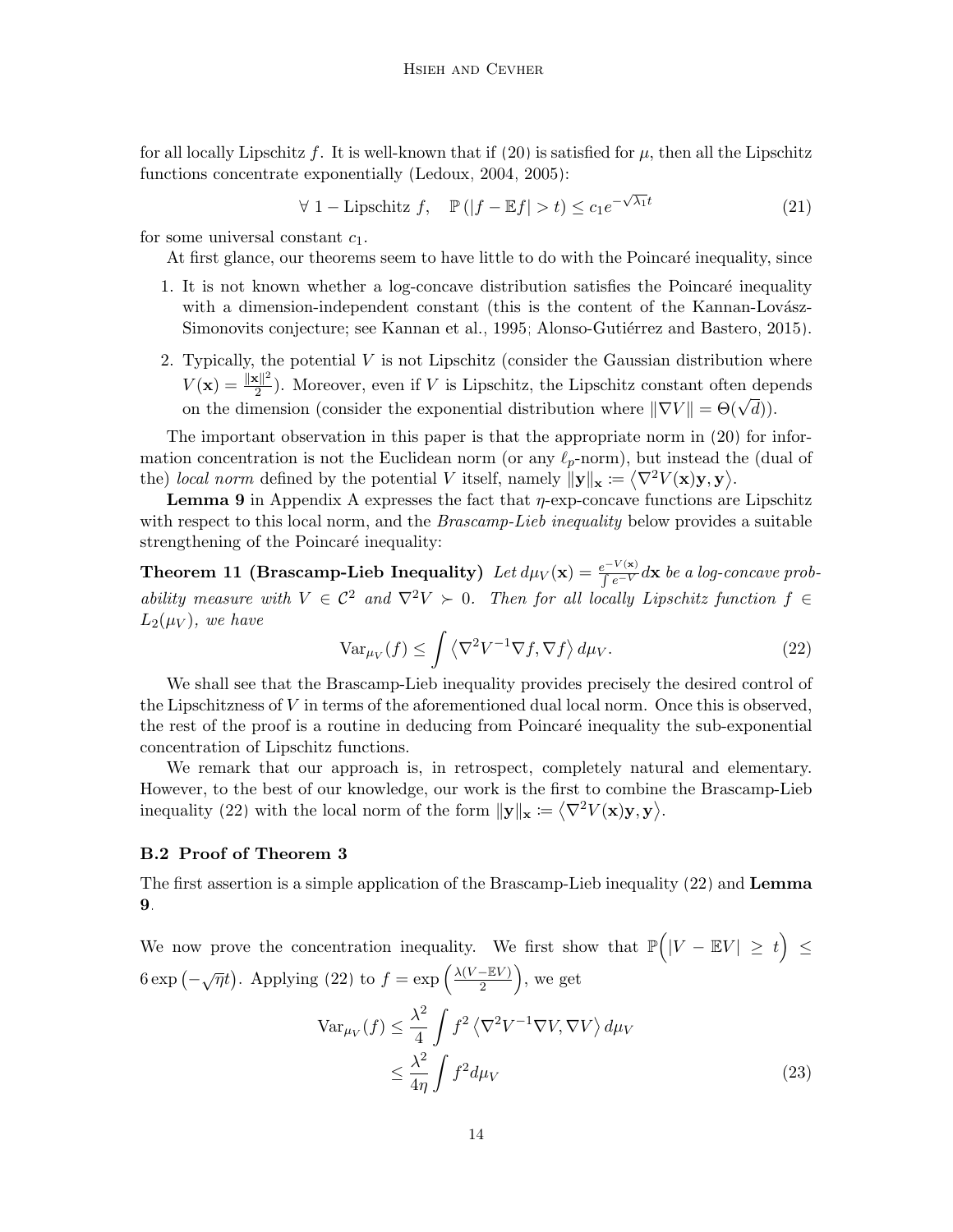for all locally Lipschitz $f$. It is well-known that if (20) is satisfied for $\mu$, then all the Lipschitz functions concentrate exponentially (Ledoux, 2004, 2005):

$$\forall\ 1-\text{Lipschitz } f, \quad \mathbb{P}\left(|f-\mathbb{E}f|>t\right) \le c_1 e^{-\sqrt{\lambda_1}t} \tag{21}$$

for some universal constant $c_1$.

At first glance, our theorems seem to have little to do with the Poincaré inequality, since

1. It is not known whether a log-concave distribution satisfies the Poincaré inequality with a dimension-independent constant (this is the content of the Kannan-Lovász-Simonovits conjecture; see Kannan et al., 1995; Alonso-Gutiérrez and Bastero, 2015).
2. Typically, the potential $V$ is not Lipschitz (consider the Gaussian distribution where $V(\mathbf{x}) = \frac{\|\mathbf{x}\|^2}{2}$). Moreover, even if $V$ is Lipschitz, the Lipschitz constant often depends on the dimension (consider the exponential distribution where $\|\nabla V\| = \Theta(\sqrt{d})$).

The important observation in this paper is that the appropriate norm in (20) for information concentration is not the Euclidean norm (or any $\ell_p$-norm), but instead the (dual of the) *local norm* defined by the potential $V$ itself, namely $\|\mathbf{y}\|_{\mathbf{x}} \coloneqq \left\langle \nabla^2 V(\mathbf{x})\mathbf{y}, \mathbf{y}\right\rangle$.

**Lemma 9** in Appendix A expresses the fact that $\eta$-exp-concave functions are Lipschitz with respect to this local norm, and the *Brascamp-Lieb inequality* below provides a suitable strengthening of the Poincaré inequality:

**Theorem 11 (Brascamp-Lieb Inequality)** *Let $d\mu_V(\mathbf{x}) = \frac{e^{-V(\mathbf{x})}}{\int e^{-V}}d\mathbf{x}$ be a log-concave probability measure with $V \in \mathcal{C}^2$ and $\nabla^2 V \succ 0$. Then for all locally Lipschitz function $f \in L_2(\mu_V)$, we have*

$$\operatorname{Var}_{\mu_V}(f) \le \int \left\langle \nabla^2 V^{-1}\nabla f, \nabla f\right\rangle d\mu_V. \tag{22}$$

We shall see that the Brascamp-Lieb inequality provides precisely the desired control of the Lipschitzness of $V$ in terms of the aforementioned dual local norm. Once this is observed, the rest of the proof is a routine in deducing from Poincaré inequality the sub-exponential concentration of Lipschitz functions.

We remark that our approach is, in retrospect, completely natural and elementary. However, to the best of our knowledge, our work is the first to combine the Brascamp-Lieb inequality (22) with the local norm of the form $\|\mathbf{y}\|_{\mathbf{x}} \coloneqq \left\langle \nabla^2 V(\mathbf{x})\mathbf{y}, \mathbf{y}\right\rangle$.

### B.2 Proof of Theorem 3

The first assertion is a simple application of the Brascamp-Lieb inequality (22) and **Lemma 9**.

We now prove the concentration inequality. We first show that $\mathbb{P}\Big(|V-\mathbb{E}V| \ge t\Big) \le 6\exp\left(-\sqrt{\eta}t\right)$. Applying (22) to $f = \exp\left(\frac{\lambda(V-\mathbb{E}V)}{2}\right)$, we get

$$\begin{aligned}
\operatorname{Var}_{\mu_V}(f) &\le \frac{\lambda^2}{4}\int f^2 \left\langle \nabla^2 V^{-1}\nabla V, \nabla V\right\rangle d\mu_V \\
&\le \frac{\lambda^2}{4\eta}\int f^2 d\mu_V
\end{aligned} \tag{23}$$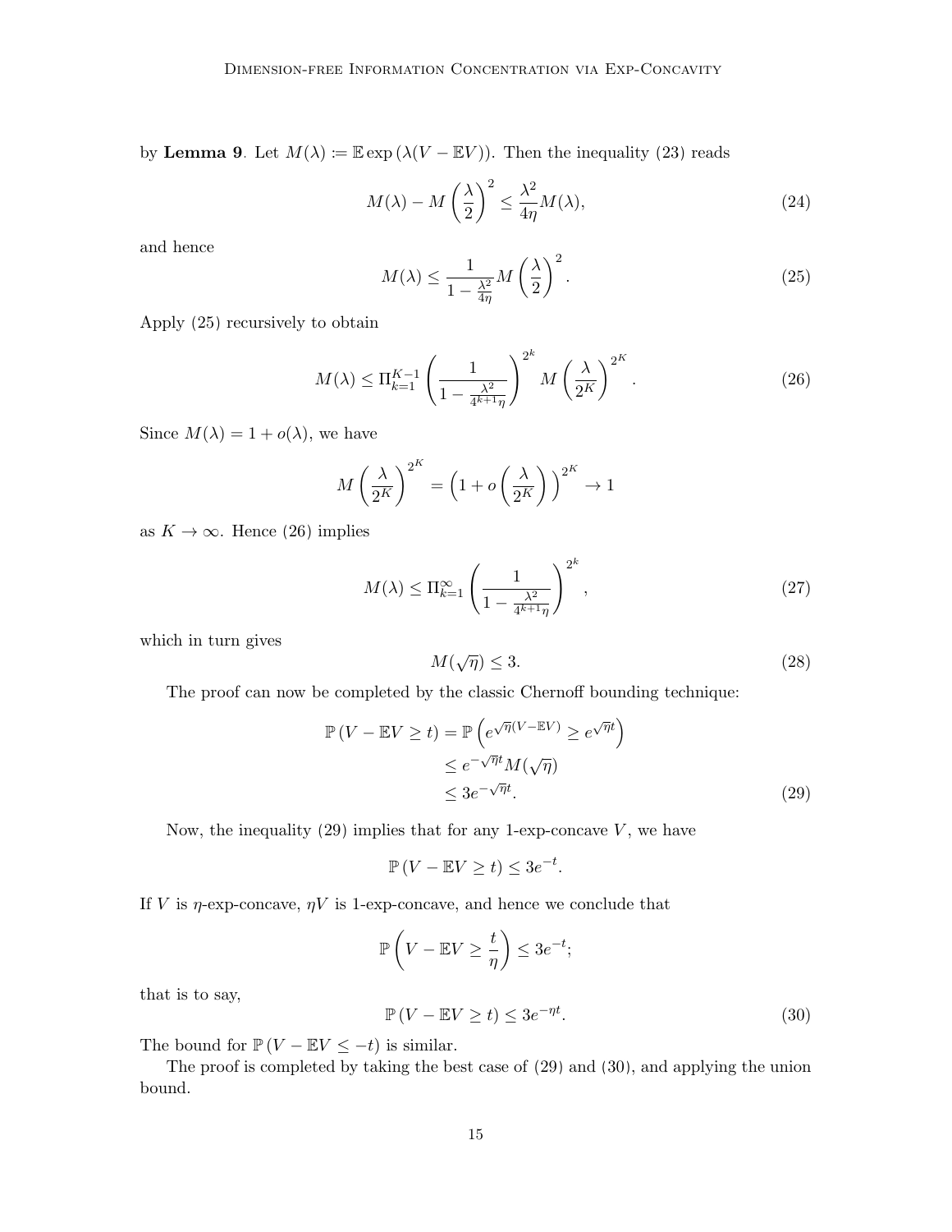by **Lemma 9**. Let $M(\lambda) := \mathbb{E}\exp\left(\lambda(V - \mathbb{E}V)\right)$. Then the inequality (23) reads

$$M(\lambda) - M\left(\frac{\lambda}{2}\right)^2 \leq \frac{\lambda^2}{4\eta} M(\lambda), \tag{24}$$

and hence

$$M(\lambda) \leq \frac{1}{1 - \frac{\lambda^2}{4\eta}} M\left(\frac{\lambda}{2}\right)^2. \tag{25}$$

Apply (25) recursively to obtain

$$M(\lambda) \leq \Pi_{k=1}^{K-1} \left( \frac{1}{1 - \frac{\lambda^2}{4^{k+1}\eta}} \right)^{2^k} M\left(\frac{\lambda}{2^K}\right)^{2^K}. \tag{26}$$

Since $M(\lambda) = 1 + o(\lambda)$, we have

$$M\left(\frac{\lambda}{2^K}\right)^{2^K} = \left(1 + o\left(\frac{\lambda}{2^K}\right)\right)^{2^K} \to 1$$

as $K \to \infty$. Hence (26) implies

$$M(\lambda) \leq \Pi_{k=1}^{\infty} \left( \frac{1}{1 - \frac{\lambda^2}{4^{k+1}\eta}} \right)^{2^k}, \tag{27}$$

which in turn gives

$$M(\sqrt{\eta}) \leq 3. \tag{28}$$

The proof can now be completed by the classic Chernoff bounding technique:

$$\begin{aligned}
\mathbb{P}\left(V - \mathbb{E}V \geq t\right) &= \mathbb{P}\left(e^{\sqrt{\eta}(V - \mathbb{E}V)} \geq e^{\sqrt{\eta}t}\right) \\
&\leq e^{-\sqrt{\eta}t} M(\sqrt{\eta}) \\
&\leq 3e^{-\sqrt{\eta}t}.
\end{aligned} \tag{29}$$

Now, the inequality (29) implies that for any 1-exp-concave $V$, we have

$$\mathbb{P}\left(V - \mathbb{E}V \geq t\right) \leq 3e^{-t}.$$

If $V$ is $\eta$-exp-concave, $\eta V$ is 1-exp-concave, and hence we conclude that

$$\mathbb{P}\left(V - \mathbb{E}V \geq \frac{t}{\eta}\right) \leq 3e^{-t};$$

that is to say,

$$\mathbb{P}\left(V - \mathbb{E}V \geq t\right) \leq 3e^{-\eta t}. \tag{30}$$

The bound for $\mathbb{P}\left(V - \mathbb{E}V \leq -t\right)$ is similar.

The proof is completed by taking the best case of (29) and (30), and applying the union bound.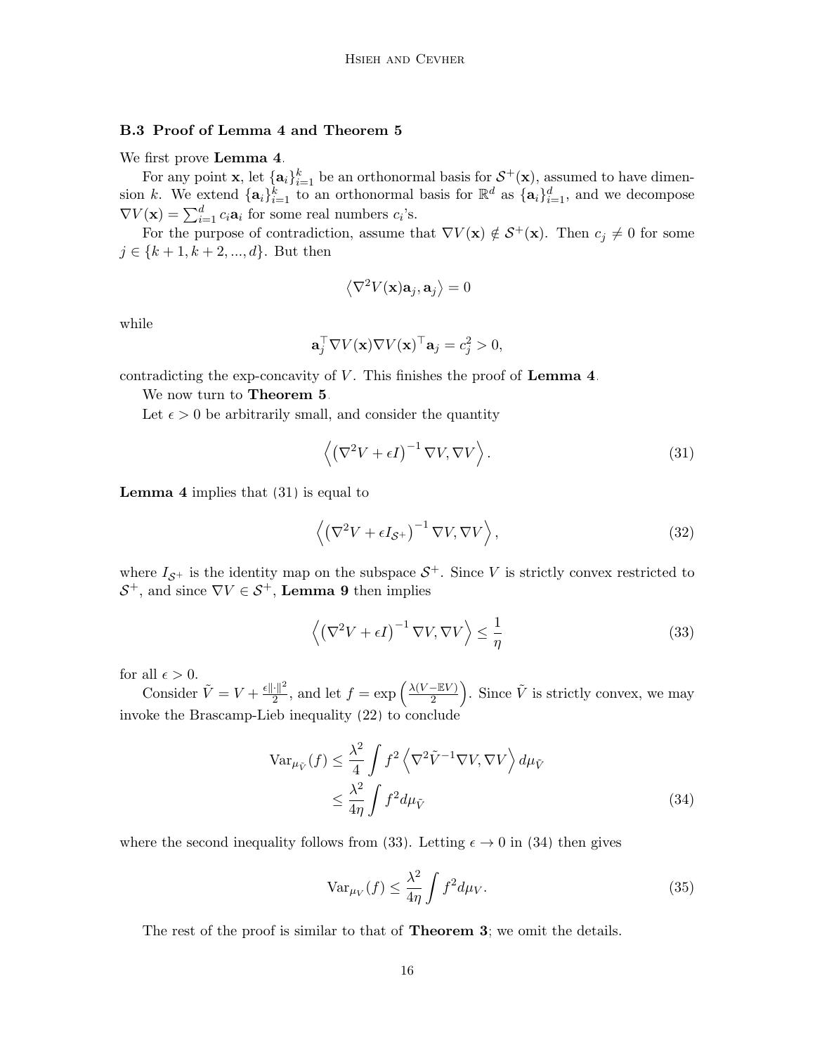### B.3 Proof of Lemma 4 and Theorem 5

We first prove **Lemma 4**.

For any point $\mathbf{x}$, let $\{\mathbf{a}_i\}_{i=1}^k$ be an orthonormal basis for $\mathcal{S}^+(\mathbf{x})$, assumed to have dimension $k$. We extend $\{\mathbf{a}_i\}_{i=1}^k$ to an orthonormal basis for $\mathbb{R}^d$ as $\{\mathbf{a}_i\}_{i=1}^d$, and we decompose $\nabla V(\mathbf{x}) = \sum_{i=1}^d c_i \mathbf{a}_i$ for some real numbers $c_i$'s.

For the purpose of contradiction, assume that $\nabla V(\mathbf{x}) \notin \mathcal{S}^+(\mathbf{x})$. Then $c_j \neq 0$ for some $j \in \{k+1, k+2, ..., d\}$. But then

$$\left\langle \nabla^2 V(\mathbf{x}) \mathbf{a}_j, \mathbf{a}_j \right\rangle = 0$$

while

$$\mathbf{a}_j^\top \nabla V(\mathbf{x}) \nabla V(\mathbf{x})^\top \mathbf{a}_j = c_j^2 > 0,$$

contradicting the exp-concavity of $V$. This finishes the proof of **Lemma 4**.

We now turn to **Theorem 5**.

Let $\epsilon > 0$ be arbitrarily small, and consider the quantity

$$\left\langle \left( \nabla^2 V + \epsilon I \right)^{-1} \nabla V, \nabla V \right\rangle. \tag{31}$$

**Lemma 4** implies that (31) is equal to

$$\left\langle \left( \nabla^2 V + \epsilon I_{\mathcal{S}^+} \right)^{-1} \nabla V, \nabla V \right\rangle, \tag{32}$$

where $I_{\mathcal{S}^+}$ is the identity map on the subspace $\mathcal{S}^+$. Since $V$ is strictly convex restricted to $\mathcal{S}^+$, and since $\nabla V \in \mathcal{S}^+$, **Lemma 9** then implies

$$\left\langle \left( \nabla^2 V + \epsilon I \right)^{-1} \nabla V, \nabla V \right\rangle \leq \frac{1}{\eta} \tag{33}$$

for all $\epsilon > 0$.

Consider $\tilde{V} = V + \frac{\epsilon \|\cdot\|^2}{2}$, and let $f = \exp\left( \frac{\lambda(V - \mathbb{E}V)}{2} \right)$. Since $\tilde{V}$ is strictly convex, we may invoke the Brascamp-Lieb inequality (22) to conclude

$$\begin{aligned}
\mathrm{Var}_{\mu_{\tilde{V}}}(f) &\leq \frac{\lambda^2}{4} \int f^2 \left\langle \nabla^2 \tilde{V}^{-1} \nabla V, \nabla V \right\rangle d\mu_{\tilde{V}} \\
&\leq \frac{\lambda^2}{4\eta} \int f^2 d\mu_{\tilde{V}}
\end{aligned} \tag{34}$$

where the second inequality follows from (33). Letting $\epsilon \to 0$ in (34) then gives

$$\mathrm{Var}_{\mu_V}(f) \leq \frac{\lambda^2}{4\eta} \int f^2 d\mu_V. \tag{35}$$

The rest of the proof is similar to that of **Theorem 3**; we omit the details.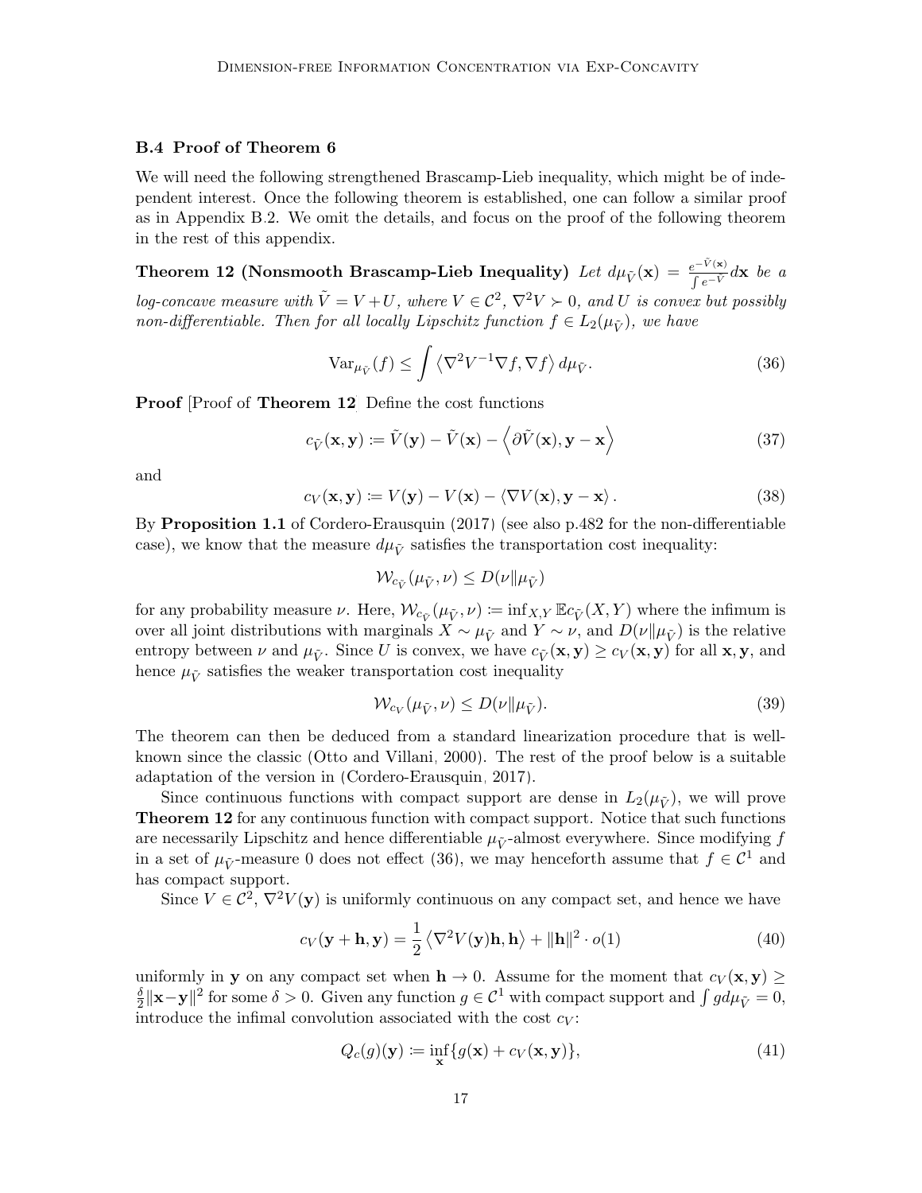### B.4 Proof of Theorem 6

We will need the following strengthened Brascamp-Lieb inequality, which might be of independent interest. Once the following theorem is established, one can follow a similar proof as in Appendix B.2. We omit the details, and focus on the proof of the following theorem in the rest of this appendix.

**Theorem 12 (Nonsmooth Brascamp-Lieb Inequality)** *Let $d\mu_{\tilde{V}}(\mathbf{x}) = \frac{e^{-\tilde{V}(\mathbf{x})}}{\int e^{-\tilde{V}}} d\mathbf{x}$ be a log-concave measure with $\tilde{V} = V + U$, where $V \in \mathcal{C}^2$, $\nabla^2 V \succ 0$, and $U$ is convex but possibly non-differentiable. Then for all locally Lipschitz function $f \in L_2(\mu_{\tilde{V}})$, we have*

$$\mathrm{Var}_{\mu_{\tilde{V}}}(f) \leq \int \left\langle \nabla^2 V^{-1} \nabla f, \nabla f \right\rangle d\mu_{\tilde{V}}. \tag{36}$$

**Proof** [Proof of **Theorem 12**] Define the cost functions

$$c_{\tilde{V}}(\mathbf{x}, \mathbf{y}) \coloneqq \tilde{V}(\mathbf{y}) - \tilde{V}(\mathbf{x}) - \left\langle \partial \tilde{V}(\mathbf{x}), \mathbf{y} - \mathbf{x} \right\rangle \tag{37}$$

and

$$c_V(\mathbf{x}, \mathbf{y}) \coloneqq V(\mathbf{y}) - V(\mathbf{x}) - \left\langle \nabla V(\mathbf{x}), \mathbf{y} - \mathbf{x} \right\rangle. \tag{38}$$

By **Proposition 1.1** of Cordero-Erausquin (2017) (see also p.482 for the non-differentiable case), we know that the measure $d\mu_{\tilde{V}}$ satisfies the transportation cost inequality:

$$\mathcal{W}_{c_{\tilde{V}}}(\mu_{\tilde{V}}, \nu) \leq D(\nu \| \mu_{\tilde{V}})$$

for any probability measure $\nu$. Here, $\mathcal{W}_{c_{\tilde{V}}}(\mu_{\tilde{V}}, \nu) \coloneqq \inf_{X,Y} \mathbb{E} c_{\tilde{V}}(X, Y)$ where the infimum is over all joint distributions with marginals $X \sim \mu_{\tilde{V}}$ and $Y \sim \nu$, and $D(\nu \| \mu_{\tilde{V}})$ is the relative entropy between $\nu$ and $\mu_{\tilde{V}}$. Since $U$ is convex, we have $c_{\tilde{V}}(\mathbf{x}, \mathbf{y}) \geq c_V(\mathbf{x}, \mathbf{y})$ for all $\mathbf{x}, \mathbf{y}$, and hence $\mu_{\tilde{V}}$ satisfies the weaker transportation cost inequality

$$\mathcal{W}_{c_V}(\mu_{\tilde{V}}, \nu) \leq D(\nu \| \mu_{\tilde{V}}). \tag{39}$$

The theorem can then be deduced from a standard linearization procedure that is well-known since the classic (Otto and Villani, 2000). The rest of the proof below is a suitable adaptation of the version in (Cordero-Erausquin, 2017).

Since continuous functions with compact support are dense in $L_2(\mu_{\tilde{V}})$, we will prove **Theorem 12** for any continuous function with compact support. Notice that such functions are necessarily Lipschitz and hence differentiable $\mu_{\tilde{V}}$-almost everywhere. Since modifying $f$ in a set of $\mu_{\tilde{V}}$-measure 0 does not effect (36), we may henceforth assume that $f \in \mathcal{C}^1$ and has compact support.

Since $V \in \mathcal{C}^2$, $\nabla^2 V(\mathbf{y})$ is uniformly continuous on any compact set, and hence we have

$$c_V(\mathbf{y} + \mathbf{h}, \mathbf{y}) = \frac{1}{2} \left\langle \nabla^2 V(\mathbf{y}) \mathbf{h}, \mathbf{h} \right\rangle + \|\mathbf{h}\|^2 \cdot o(1) \tag{40}$$

uniformly in $\mathbf{y}$ on any compact set when $\mathbf{h} \to 0$. Assume for the moment that $c_V(\mathbf{x}, \mathbf{y}) \geq \frac{\delta}{2} \|\mathbf{x} - \mathbf{y}\|^2$ for some $\delta > 0$. Given any function $g \in \mathcal{C}^1$ with compact support and $\int g d\mu_{\tilde{V}} = 0$, introduce the infimal convolution associated with the cost $c_V$:

$$Q_c(g)(\mathbf{y}) \coloneqq \inf_{\mathbf{x}} \{g(\mathbf{x}) + c_V(\mathbf{x}, \mathbf{y})\}, \tag{41}$$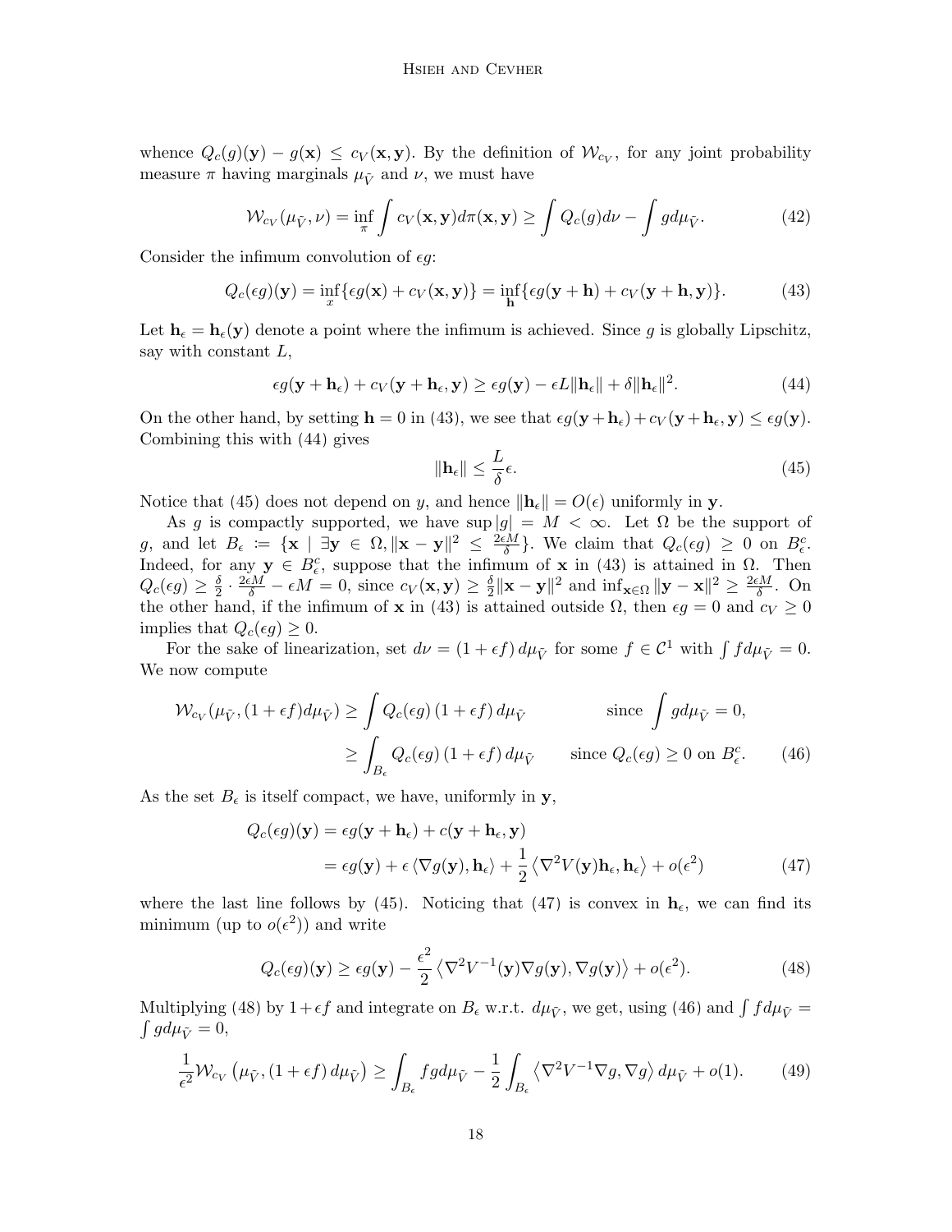whence $Q_c(g)(\mathbf{y}) - g(\mathbf{x}) \leq c_V(\mathbf{x}, \mathbf{y})$. By the definition of $\mathcal{W}_{c_V}$, for any joint probability measure $\pi$ having marginals $\mu_{\tilde{V}}$ and $\nu$, we must have

$$\mathcal{W}_{c_V}(\mu_{\tilde{V}}, \nu) = \inf_{\pi} \int c_V(\mathbf{x}, \mathbf{y}) d\pi(\mathbf{x}, \mathbf{y}) \geq \int Q_c(g) d\nu - \int g d\mu_{\tilde{V}}. \tag{42}$$

Consider the infimum convolution of $\epsilon g$:

$$Q_c(\epsilon g)(\mathbf{y}) = \inf_x \{\epsilon g(\mathbf{x}) + c_V(\mathbf{x}, \mathbf{y})\} = \inf_{\mathbf{h}} \{\epsilon g(\mathbf{y} + \mathbf{h}) + c_V(\mathbf{y} + \mathbf{h}, \mathbf{y})\}. \tag{43}$$

Let $\mathbf{h}_\epsilon = \mathbf{h}_\epsilon(\mathbf{y})$ denote a point where the infimum is achieved. Since $g$ is globally Lipschitz, say with constant $L$,

$$\epsilon g(\mathbf{y} + \mathbf{h}_\epsilon) + c_V(\mathbf{y} + \mathbf{h}_\epsilon, \mathbf{y}) \geq \epsilon g(\mathbf{y}) - \epsilon L \|\mathbf{h}_\epsilon\| + \delta \|\mathbf{h}_\epsilon\|^2. \tag{44}$$

On the other hand, by setting $\mathbf{h} = 0$ in (43), we see that $\epsilon g(\mathbf{y} + \mathbf{h}_\epsilon) + c_V(\mathbf{y} + \mathbf{h}_\epsilon, \mathbf{y}) \leq \epsilon g(\mathbf{y})$. Combining this with (44) gives

$$\|\mathbf{h}_\epsilon\| \leq \frac{L}{\delta} \epsilon. \tag{45}$$

Notice that (45) does not depend on $y$, and hence $\|\mathbf{h}_\epsilon\| = O(\epsilon)$ uniformly in $\mathbf{y}$.

As $g$ is compactly supported, we have $\sup |g| = M < \infty$. Let $\Omega$ be the support of $g$, and let $B_\epsilon := \{\mathbf{x} \mid \exists \mathbf{y} \in \Omega, \|\mathbf{x} - \mathbf{y}\|^2 \leq \frac{2\epsilon M}{\delta}\}$. We claim that $Q_c(\epsilon g) \geq 0$ on $B_\epsilon^c$. Indeed, for any $\mathbf{y} \in B_\epsilon^c$, suppose that the infimum of $\mathbf{x}$ in (43) is attained in $\Omega$. Then $Q_c(\epsilon g) \geq \frac{\delta}{2} \cdot \frac{2\epsilon M}{\delta} - \epsilon M = 0$, since $c_V(\mathbf{x}, \mathbf{y}) \geq \frac{\delta}{2} \|\mathbf{x} - \mathbf{y}\|^2$ and $\inf_{\mathbf{x} \in \Omega} \|\mathbf{y} - \mathbf{x}\|^2 \geq \frac{2\epsilon M}{\delta}$. On the other hand, if the infimum of $\mathbf{x}$ in (43) is attained outside $\Omega$, then $\epsilon g = 0$ and $c_V \geq 0$ implies that $Q_c(\epsilon g) \geq 0$.

For the sake of linearization, set $d\nu = (1 + \epsilon f) \, d\mu_{\tilde{V}}$ for some $f \in \mathcal{C}^1$ with $\int f d\mu_{\tilde{V}} = 0$. We now compute

$$\begin{aligned}
\mathcal{W}_{c_V}(\mu_{\tilde{V}}, (1 + \epsilon f) d\mu_{\tilde{V}}) &\geq \int Q_c(\epsilon g) \, (1 + \epsilon f) \, d\mu_{\tilde{V}} && \text{since } \int g d\mu_{\tilde{V}} = 0, \\
&\geq \int_{B_\epsilon} Q_c(\epsilon g) \, (1 + \epsilon f) \, d\mu_{\tilde{V}} && \text{since } Q_c(\epsilon g) \geq 0 \text{ on } B_\epsilon^c.
\end{aligned} \tag{46}$$

As the set $B_\epsilon$ is itself compact, we have, uniformly in $\mathbf{y}$,

$$\begin{aligned}
Q_c(\epsilon g)(\mathbf{y}) &= \epsilon g(\mathbf{y} + \mathbf{h}_\epsilon) + c(\mathbf{y} + \mathbf{h}_\epsilon, \mathbf{y}) \\
&= \epsilon g(\mathbf{y}) + \epsilon \left\langle \nabla g(\mathbf{y}), \mathbf{h}_\epsilon \right\rangle + \frac{1}{2} \left\langle \nabla^2 V(\mathbf{y}) \mathbf{h}_\epsilon, \mathbf{h}_\epsilon \right\rangle + o(\epsilon^2)
\end{aligned} \tag{47}$$

where the last line follows by (45). Noticing that (47) is convex in $\mathbf{h}_\epsilon$, we can find its minimum (up to $o(\epsilon^2)$) and write

$$Q_c(\epsilon g)(\mathbf{y}) \geq \epsilon g(\mathbf{y}) - \frac{\epsilon^2}{2} \left\langle \nabla^2 V^{-1}(\mathbf{y}) \nabla g(\mathbf{y}), \nabla g(\mathbf{y}) \right\rangle + o(\epsilon^2). \tag{48}$$

Multiplying (48) by $1 + \epsilon f$ and integrate on $B_\epsilon$ w.r.t. $d\mu_{\tilde{V}}$, we get, using (46) and $\int f d\mu_{\tilde{V}} = \int g d\mu_{\tilde{V}} = 0$,

$$\frac{1}{\epsilon^2} \mathcal{W}_{c_V} \left( \mu_{\tilde{V}}, (1 + \epsilon f) \, d\mu_{\tilde{V}} \right) \geq \int_{B_\epsilon} f g d\mu_{\tilde{V}} - \frac{1}{2} \int_{B_\epsilon} \left\langle \nabla^2 V^{-1} \nabla g, \nabla g \right\rangle d\mu_{\tilde{V}} + o(1). \tag{49}$$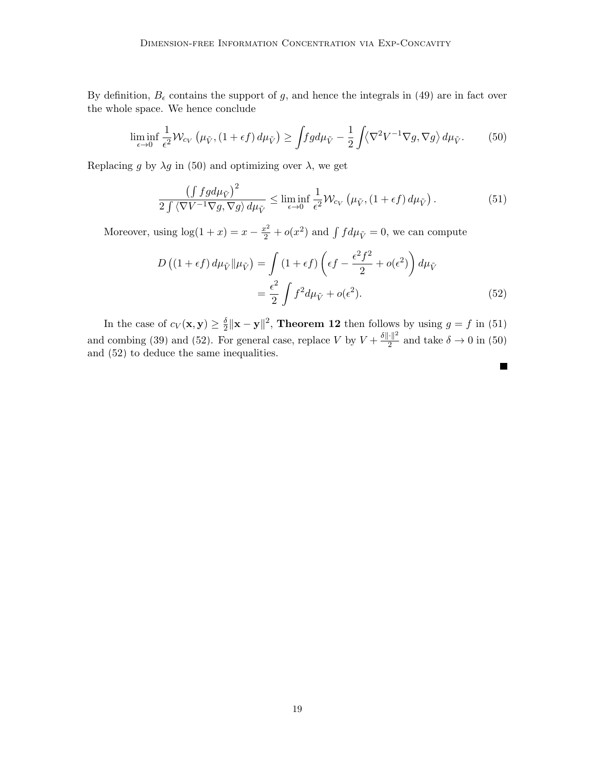By definition, $B_\epsilon$ contains the support of $g$, and hence the integrals in (49) are in fact over the whole space. We hence conclude

$$\liminf_{\epsilon \to 0} \frac{1}{\epsilon^2} \mathcal{W}_{c_V} \left( \mu_{\tilde{V}}, (1+\epsilon f)\, d\mu_{\tilde{V}} \right) \geq \int f g d\mu_{\tilde{V}} - \frac{1}{2} \int \left\langle \nabla^2 V^{-1} \nabla g, \nabla g \right\rangle d\mu_{\tilde{V}}. \tag{50}$$

Replacing $g$ by $\lambda g$ in (50) and optimizing over $\lambda$, we get

$$\frac{\left( \int f g d\mu_{\tilde{V}} \right)^2}{2 \int \left\langle \nabla V^{-1} \nabla g, \nabla g \right\rangle d\mu_{\tilde{V}}} \leq \liminf_{\epsilon \to 0} \frac{1}{\epsilon^2} \mathcal{W}_{c_V} \left( \mu_{\tilde{V}}, (1+\epsilon f)\, d\mu_{\tilde{V}} \right). \tag{51}$$

Moreover, using $\log(1+x) = x - \frac{x^2}{2} + o(x^2)$ and $\int f d\mu_{\tilde{V}} = 0$, we can compute

$$\begin{aligned} D\left( (1+\epsilon f)\, d\mu_{\tilde{V}} \| \mu_{\tilde{V}} \right) &= \int (1+\epsilon f) \left( \epsilon f - \frac{\epsilon^2 f^2}{2} + o(\epsilon^2) \right) d\mu_{\tilde{V}} \\ &= \frac{\epsilon^2}{2} \int f^2 d\mu_{\tilde{V}} + o(\epsilon^2). \end{aligned} \tag{52}$$

In the case of $c_V(\mathbf{x}, \mathbf{y}) \geq \frac{\delta}{2} \|\mathbf{x} - \mathbf{y}\|^2$, **Theorem 12** then follows by using $g = f$ in (51) and combing (39) and (52). For general case, replace $V$ by $V + \frac{\delta \|\cdot\|^2}{2}$ and take $\delta \to 0$ in (50) and (52) to deduce the same inequalities.

■